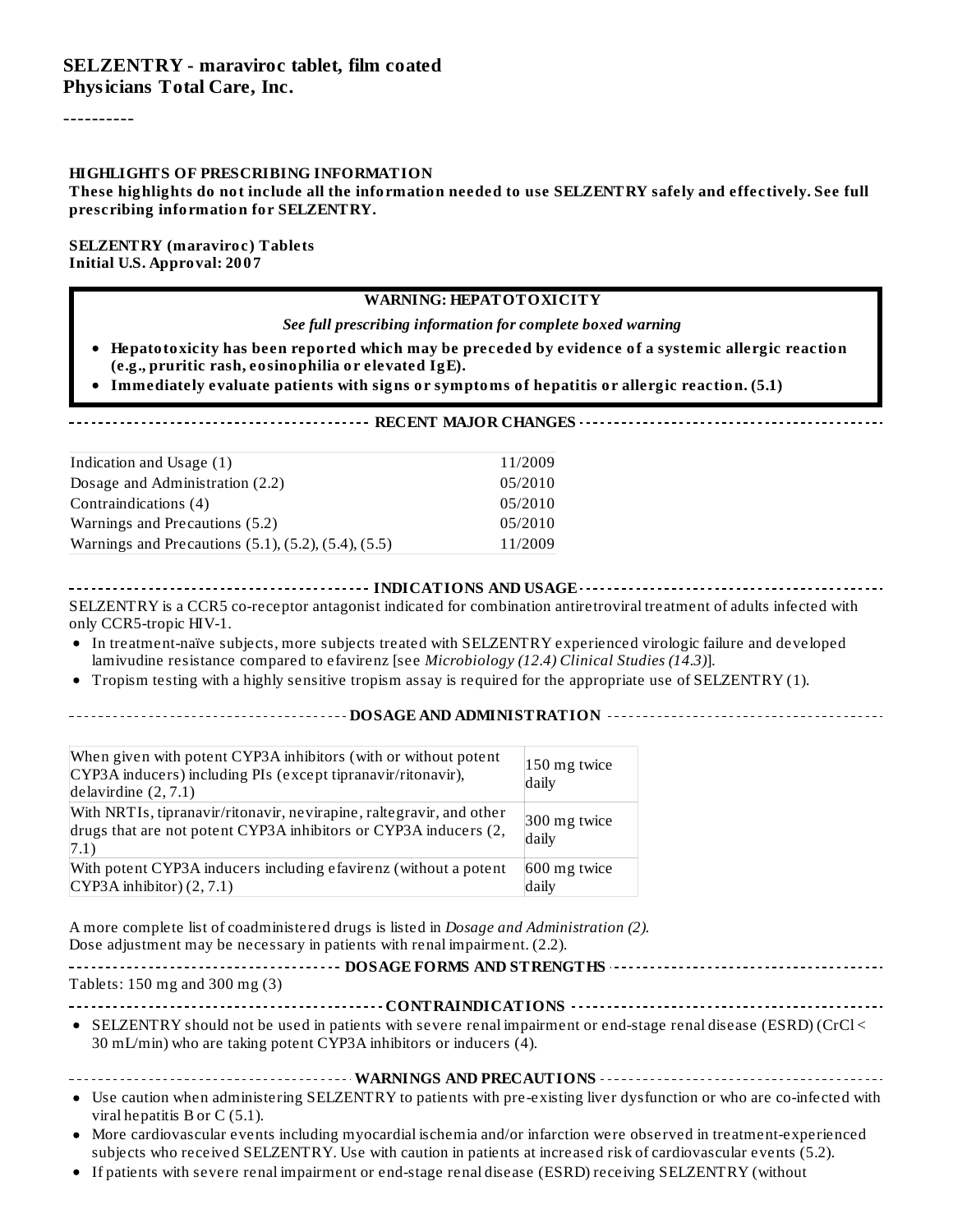# SELZENTRY - maraviroc tablet, film coated
## Physicians Total Care, Inc.

----------

**HIGHLIGHTS OF PRESCRIBING INFORMATION**

**These highlights do not include all the information needed to use SELZENTRY safely and effectively. See full prescribing information for SELZENTRY.**

**SELZENTRY (maraviroc) Tablets**
**Initial U.S. Approval: 2007**

**WARNING: HEPATOTOXICITY**

***See full prescribing information for complete boxed warning***

- **Hepatotoxicity has been reported which may be preceded by evidence of a systemic allergic reaction (e.g., pruritic rash, eosinophilia or elevated IgE).**
- **Immediately evaluate patients with signs or symptoms of hepatitis or allergic reaction. (5.1)**

**RECENT MAJOR CHANGES**

| | |
|---|---|
| Indication and Usage (1) | 11/2009 |
| Dosage and Administration (2.2) | 05/2010 |
| Contraindications (4) | 05/2010 |
| Warnings and Precautions (5.2) | 05/2010 |
| Warnings and Precautions (5.1), (5.2), (5.4), (5.5) | 11/2009 |

**INDICATIONS AND USAGE**

SELZENTRY is a CCR5 co-receptor antagonist indicated for combination antiretroviral treatment of adults infected with only CCR5-tropic HIV-1.

- In treatment-naïve subjects, more subjects treated with SELZENTRY experienced virologic failure and developed lamivudine resistance compared to efavirenz [see *Microbiology (12.4) Clinical Studies (14.3)*].
- Tropism testing with a highly sensitive tropism assay is required for the appropriate use of SELZENTRY (1).

**DOSAGE AND ADMINISTRATION**

| | |
|---|---|
| When given with potent CYP3A inhibitors (with or without potent CYP3A inducers) including PIs (except tipranavir/ritonavir), delavirdine (2, 7.1) | 150 mg twice daily |
| With NRTIs, tipranavir/ritonavir, nevirapine, raltegravir, and other drugs that are not potent CYP3A inhibitors or CYP3A inducers (2, 7.1) | 300 mg twice daily |
| With potent CYP3A inducers including efavirenz (without a potent CYP3A inhibitor) (2, 7.1) | 600 mg twice daily |

A more complete list of coadministered drugs is listed in *Dosage and Administration (2)*.
Dose adjustment may be necessary in patients with renal impairment. (2.2).

**DOSAGE FORMS AND STRENGTHS**

Tablets: 150 mg and 300 mg (3)

**CONTRAINDICATIONS**

- SELZENTRY should not be used in patients with severe renal impairment or end-stage renal disease (ESRD) (CrCl < 30 mL/min) who are taking potent CYP3A inhibitors or inducers (4).

**WARNINGS AND PRECAUTIONS**

- Use caution when administering SELZENTRY to patients with pre-existing liver dysfunction or who are co-infected with viral hepatitis B or C (5.1).
- More cardiovascular events including myocardial ischemia and/or infarction were observed in treatment-experienced subjects who received SELZENTRY. Use with caution in patients at increased risk of cardiovascular events (5.2).
- If patients with severe renal impairment or end-stage renal disease (ESRD) receiving SELZENTRY (without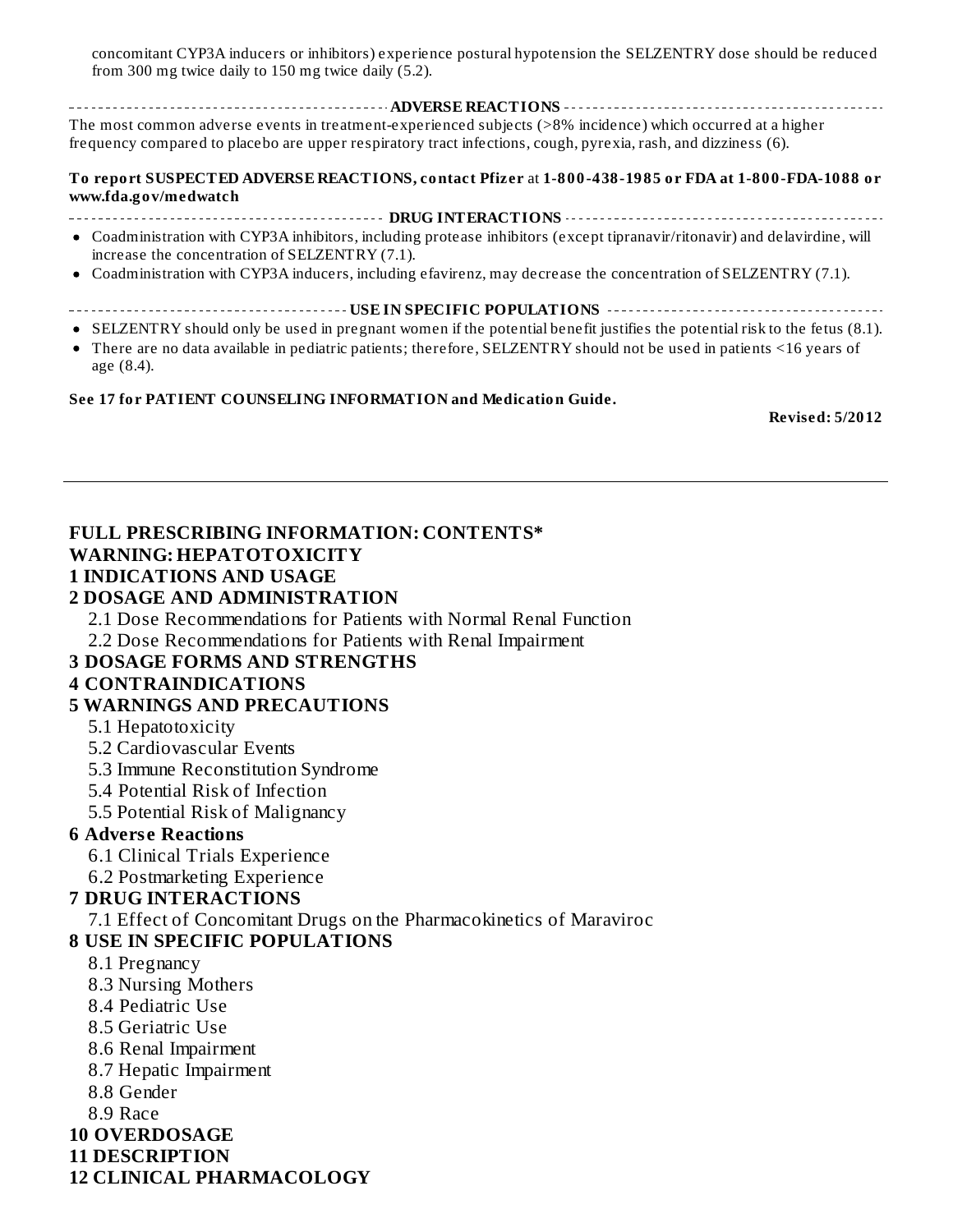concomitant CYP3A inducers or inhibitors) experience postural hypotension the SELZENTRY dose should be reduced from 300 mg twice daily to 150 mg twice daily (5.2).

**ADVERSE REACTIONS**

The most common adverse events in treatment-experienced subjects (>8% incidence) which occurred at a higher frequency compared to placebo are upper respiratory tract infections, cough, pyrexia, rash, and dizziness (6).

**To report SUSPECTED ADVERSE REACTIONS, contact Pfizer** at **1-800-438-1985 or FDA at 1-800-FDA-1088 or www.fda.gov/medwatch**

**DRUG INTERACTIONS**

- Coadministration with CYP3A inhibitors, including protease inhibitors (except tipranavir/ritonavir) and delavirdine, will increase the concentration of SELZENTRY (7.1).
- Coadministration with CYP3A inducers, including efavirenz, may decrease the concentration of SELZENTRY (7.1).

**USE IN SPECIFIC POPULATIONS**

- SELZENTRY should only be used in pregnant women if the potential benefit justifies the potential risk to the fetus (8.1).
- There are no data available in pediatric patients; therefore, SELZENTRY should not be used in patients <16 years of age (8.4).

**See 17 for PATIENT COUNSELING INFORMATION and Medication Guide.**

**Revised: 5/2012**

---

**FULL PRESCRIBING INFORMATION: CONTENTS***

**WARNING: HEPATOTOXICITY**

**1 INDICATIONS AND USAGE**

**2 DOSAGE AND ADMINISTRATION**

- 2.1 Dose Recommendations for Patients with Normal Renal Function
- 2.2 Dose Recommendations for Patients with Renal Impairment

**3 DOSAGE FORMS AND STRENGTHS**

**4 CONTRAINDICATIONS**

**5 WARNINGS AND PRECAUTIONS**

- 5.1 Hepatotoxicity
- 5.2 Cardiovascular Events
- 5.3 Immune Reconstitution Syndrome
- 5.4 Potential Risk of Infection
- 5.5 Potential Risk of Malignancy

**6 Adverse Reactions**

- 6.1 Clinical Trials Experience
- 6.2 Postmarketing Experience

**7 DRUG INTERACTIONS**

- 7.1 Effect of Concomitant Drugs on the Pharmacokinetics of Maraviroc

**8 USE IN SPECIFIC POPULATIONS**

- 8.1 Pregnancy
- 8.3 Nursing Mothers
- 8.4 Pediatric Use
- 8.5 Geriatric Use
- 8.6 Renal Impairment
- 8.7 Hepatic Impairment
- 8.8 Gender
- 8.9 Race

**10 OVERDOSAGE**

**11 DESCRIPTION**

**12 CLINICAL PHARMACOLOGY**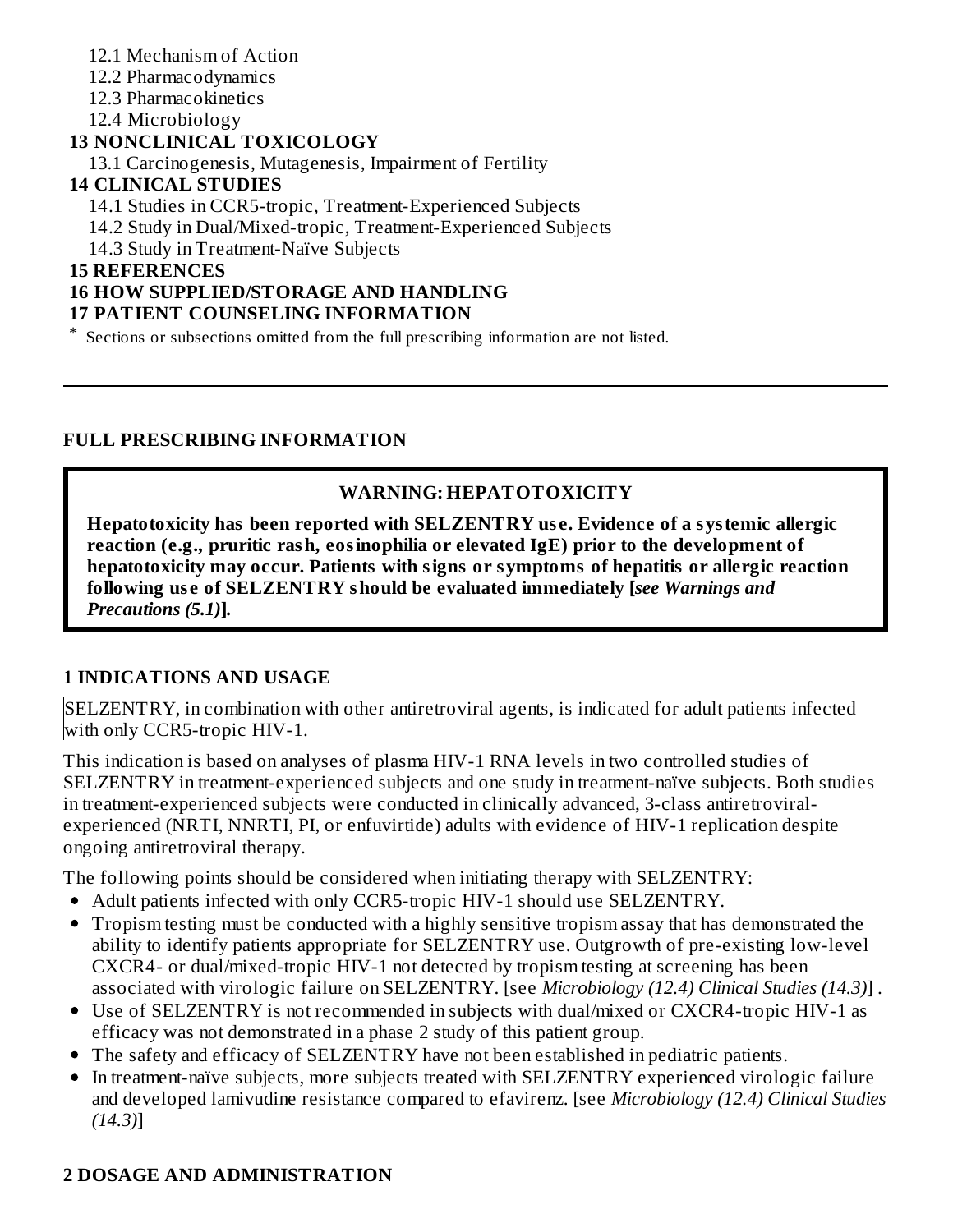12.1 Mechanism of Action
12.2 Pharmacodynamics
12.3 Pharmacokinetics
12.4 Microbiology

**13 NONCLINICAL TOXICOLOGY**

13.1 Carcinogenesis, Mutagenesis, Impairment of Fertility

**14 CLINICAL STUDIES**

14.1 Studies in CCR5-tropic, Treatment-Experienced Subjects
14.2 Study in Dual/Mixed-tropic, Treatment-Experienced Subjects
14.3 Study in Treatment-Naïve Subjects

**15 REFERENCES**

**16 HOW SUPPLIED/STORAGE AND HANDLING**

**17 PATIENT COUNSELING INFORMATION**

* Sections or subsections omitted from the full prescribing information are not listed.

---

## FULL PRESCRIBING INFORMATION

> **WARNING: HEPATOTOXICITY**
>
> **Hepatotoxicity has been reported with SELZENTRY use. Evidence of a systemic allergic reaction (e.g., pruritic rash, eosinophilia or elevated IgE) prior to the development of hepatotoxicity may occur. Patients with signs or symptoms of hepatitis or allergic reaction following use of SELZENTRY should be evaluated immediately [*see Warnings and Precautions (5.1)*].**

## 1 INDICATIONS AND USAGE

SELZENTRY, in combination with other antiretroviral agents, is indicated for adult patients infected with only CCR5-tropic HIV-1.

This indication is based on analyses of plasma HIV-1 RNA levels in two controlled studies of SELZENTRY in treatment-experienced subjects and one study in treatment-naïve subjects. Both studies in treatment-experienced subjects were conducted in clinically advanced, 3-class antiretroviral-experienced (NRTI, NNRTI, PI, or enfuvirtide) adults with evidence of HIV-1 replication despite ongoing antiretroviral therapy.

The following points should be considered when initiating therapy with SELZENTRY:

- Adult patients infected with only CCR5-tropic HIV-1 should use SELZENTRY.
- Tropism testing must be conducted with a highly sensitive tropism assay that has demonstrated the ability to identify patients appropriate for SELZENTRY use. Outgrowth of pre-existing low-level CXCR4- or dual/mixed-tropic HIV-1 not detected by tropism testing at screening has been associated with virologic failure on SELZENTRY. [see *Microbiology (12.4) Clinical Studies (14.3)*] .
- Use of SELZENTRY is not recommended in subjects with dual/mixed or CXCR4-tropic HIV-1 as efficacy was not demonstrated in a phase 2 study of this patient group.
- The safety and efficacy of SELZENTRY have not been established in pediatric patients.
- In treatment-naïve subjects, more subjects treated with SELZENTRY experienced virologic failure and developed lamivudine resistance compared to efavirenz. [see *Microbiology (12.4) Clinical Studies (14.3)*]

## 2 DOSAGE AND ADMINISTRATION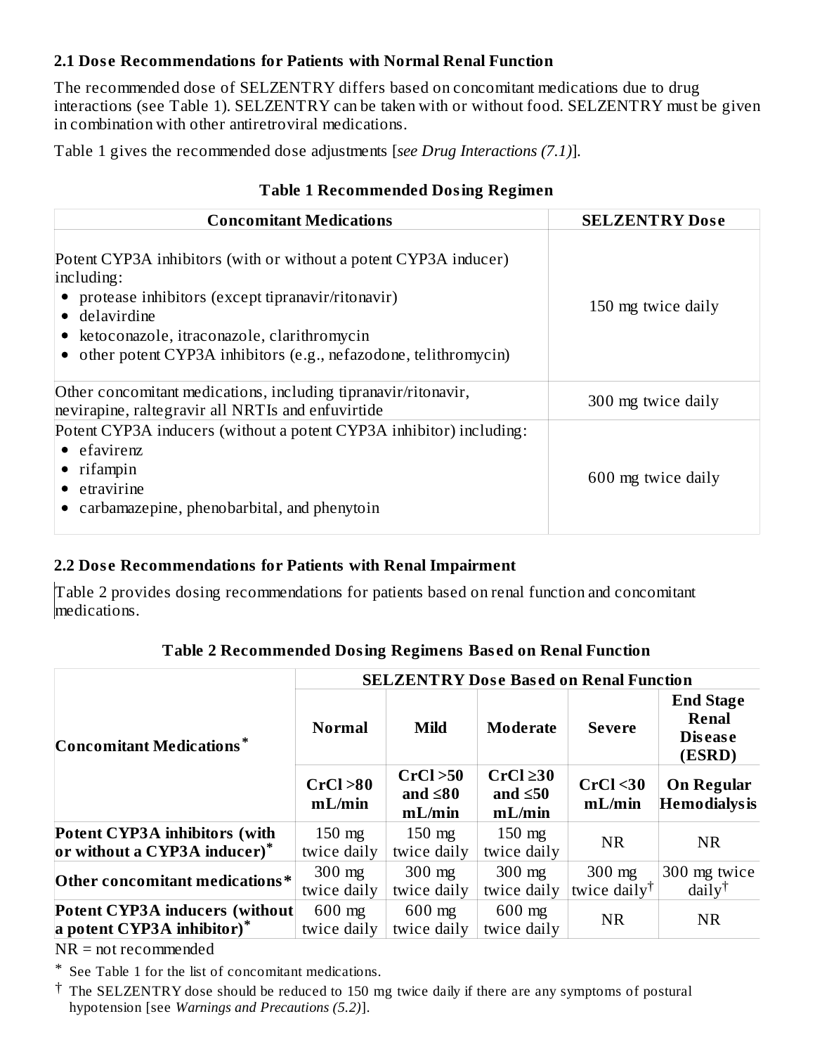### 2.1 Dose Recommendations for Patients with Normal Renal Function

The recommended dose of SELZENTRY differs based on concomitant medications due to drug interactions (see Table 1). SELZENTRY can be taken with or without food. SELZENTRY must be given in combination with other antiretroviral medications.

Table 1 gives the recommended dose adjustments [*see Drug Interactions (7.1)*].

**Table 1 Recommended Dosing Regimen**

| Concomitant Medications | SELZENTRY Dose |
|---|---|
| Potent CYP3A inhibitors (with or without a potent CYP3A inducer) including:<br>• protease inhibitors (except tipranavir/ritonavir)<br>• delavirdine<br>• ketoconazole, itraconazole, clarithromycin<br>• other potent CYP3A inhibitors (e.g., nefazodone, telithromycin) | 150 mg twice daily |
| Other concomitant medications, including tipranavir/ritonavir, nevirapine, raltegravir all NRTIs and enfuvirtide | 300 mg twice daily |
| Potent CYP3A inducers (without a potent CYP3A inhibitor) including:<br>• efavirenz<br>• rifampin<br>• etravirine<br>• carbamazepine, phenobarbital, and phenytoin | 600 mg twice daily |

### 2.2 Dose Recommendations for Patients with Renal Impairment

Table 2 provides dosing recommendations for patients based on renal function and concomitant medications.

**Table 2 Recommended Dosing Regimens Based on Renal Function**

| Concomitant Medications* | SELZENTRY Dose Based on Renal Function | | | | |
|---|---|---|---|---|---|
| | **Normal** | **Mild** | **Moderate** | **Severe** | **End Stage Renal Disease (ESRD)** |
| | **CrCl >80 mL/min** | **CrCl >50 and ≤80 mL/min** | **CrCl ≥30 and ≤50 mL/min** | **CrCl <30 mL/min** | **On Regular Hemodialysis** |
| **Potent CYP3A inhibitors (with or without a CYP3A inducer)*** | 150 mg twice daily | 150 mg twice daily | 150 mg twice daily | NR | NR |
| **Other concomitant medications*** | 300 mg twice daily | 300 mg twice daily | 300 mg twice daily | 300 mg twice daily† | 300 mg twice daily† |
| **Potent CYP3A inducers (without a potent CYP3A inhibitor)*** | 600 mg twice daily | 600 mg twice daily | 600 mg twice daily | NR | NR |

NR = not recommended

\* See Table 1 for the list of concomitant medications.

† The SELZENTRY dose should be reduced to 150 mg twice daily if there are any symptoms of postural hypotension [see *Warnings and Precautions (5.2)*].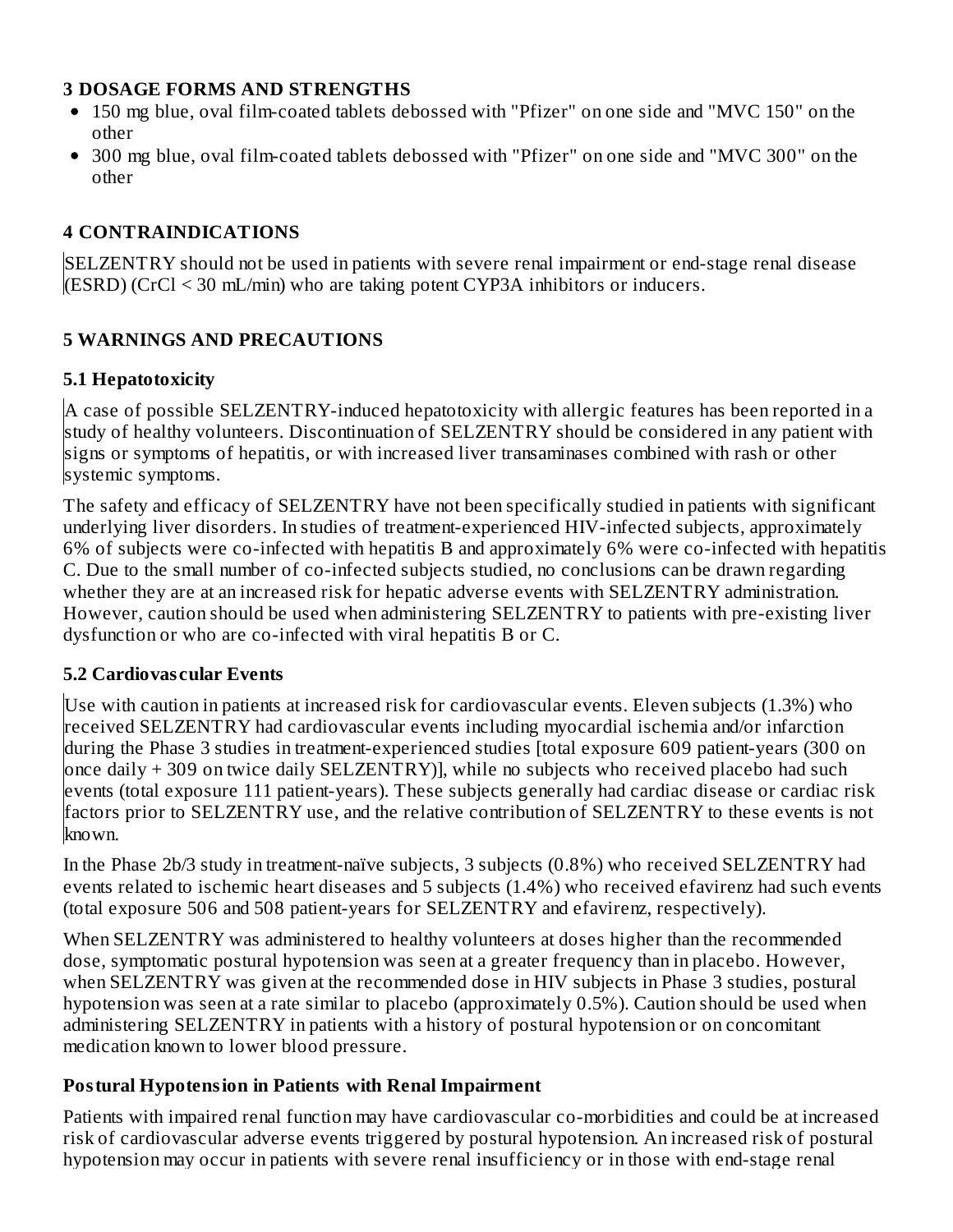## 3 DOSAGE FORMS AND STRENGTHS

- 150 mg blue, oval film-coated tablets debossed with "Pfizer" on one side and "MVC 150" on the other
- 300 mg blue, oval film-coated tablets debossed with "Pfizer" on one side and "MVC 300" on the other

## 4 CONTRAINDICATIONS

SELZENTRY should not be used in patients with severe renal impairment or end-stage renal disease (ESRD) (CrCl < 30 mL/min) who are taking potent CYP3A inhibitors or inducers.

## 5 WARNINGS AND PRECAUTIONS

### 5.1 Hepatotoxicity

A case of possible SELZENTRY-induced hepatotoxicity with allergic features has been reported in a study of healthy volunteers. Discontinuation of SELZENTRY should be considered in any patient with signs or symptoms of hepatitis, or with increased liver transaminases combined with rash or other systemic symptoms.

The safety and efficacy of SELZENTRY have not been specifically studied in patients with significant underlying liver disorders. In studies of treatment-experienced HIV-infected subjects, approximately 6% of subjects were co-infected with hepatitis B and approximately 6% were co-infected with hepatitis C. Due to the small number of co-infected subjects studied, no conclusions can be drawn regarding whether they are at an increased risk for hepatic adverse events with SELZENTRY administration. However, caution should be used when administering SELZENTRY to patients with pre-existing liver dysfunction or who are co-infected with viral hepatitis B or C.

### 5.2 Cardiovascular Events

Use with caution in patients at increased risk for cardiovascular events. Eleven subjects (1.3%) who received SELZENTRY had cardiovascular events including myocardial ischemia and/or infarction during the Phase 3 studies in treatment-experienced studies [total exposure 609 patient-years (300 on once daily + 309 on twice daily SELZENTRY)], while no subjects who received placebo had such events (total exposure 111 patient-years). These subjects generally had cardiac disease or cardiac risk factors prior to SELZENTRY use, and the relative contribution of SELZENTRY to these events is not known.

In the Phase 2b/3 study in treatment-naïve subjects, 3 subjects (0.8%) who received SELZENTRY had events related to ischemic heart diseases and 5 subjects (1.4%) who received efavirenz had such events (total exposure 506 and 508 patient-years for SELZENTRY and efavirenz, respectively).

When SELZENTRY was administered to healthy volunteers at doses higher than the recommended dose, symptomatic postural hypotension was seen at a greater frequency than in placebo. However, when SELZENTRY was given at the recommended dose in HIV subjects in Phase 3 studies, postural hypotension was seen at a rate similar to placebo (approximately 0.5%). Caution should be used when administering SELZENTRY in patients with a history of postural hypotension or on concomitant medication known to lower blood pressure.

**Postural Hypotension in Patients with Renal Impairment**

Patients with impaired renal function may have cardiovascular co-morbidities and could be at increased risk of cardiovascular adverse events triggered by postural hypotension. An increased risk of postural hypotension may occur in patients with severe renal insufficiency or in those with end-stage renal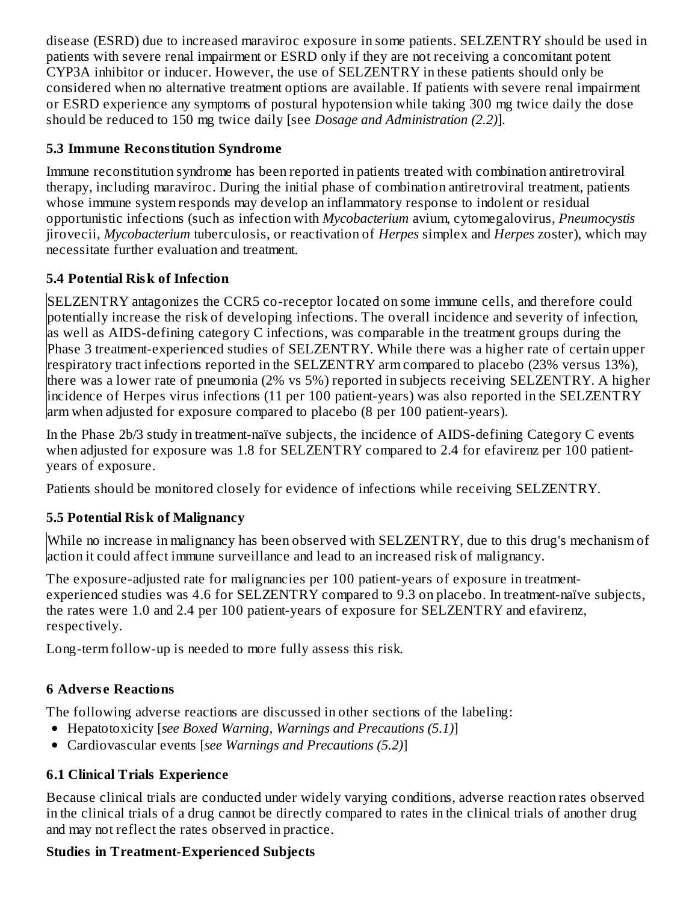disease (ESRD) due to increased maraviroc exposure in some patients. SELZENTRY should be used in patients with severe renal impairment or ESRD only if they are not receiving a concomitant potent CYP3A inhibitor or inducer. However, the use of SELZENTRY in these patients should only be considered when no alternative treatment options are available. If patients with severe renal impairment or ESRD experience any symptoms of postural hypotension while taking 300 mg twice daily the dose should be reduced to 150 mg twice daily [see *Dosage and Administration (2.2)*].

### 5.3 Immune Reconstitution Syndrome

Immune reconstitution syndrome has been reported in patients treated with combination antiretroviral therapy, including maraviroc. During the initial phase of combination antiretroviral treatment, patients whose immune system responds may develop an inflammatory response to indolent or residual opportunistic infections (such as infection with *Mycobacterium* avium, cytomegalovirus, *Pneumocystis* jirovecii, *Mycobacterium* tuberculosis, or reactivation of *Herpes* simplex and *Herpes* zoster), which may necessitate further evaluation and treatment.

### 5.4 Potential Risk of Infection

SELZENTRY antagonizes the CCR5 co-receptor located on some immune cells, and therefore could potentially increase the risk of developing infections. The overall incidence and severity of infection, as well as AIDS-defining category C infections, was comparable in the treatment groups during the Phase 3 treatment-experienced studies of SELZENTRY. While there was a higher rate of certain upper respiratory tract infections reported in the SELZENTRY arm compared to placebo (23% versus 13%), there was a lower rate of pneumonia (2% vs 5%) reported in subjects receiving SELZENTRY. A higher incidence of Herpes virus infections (11 per 100 patient-years) was also reported in the SELZENTRY arm when adjusted for exposure compared to placebo (8 per 100 patient-years).

In the Phase 2b/3 study in treatment-naïve subjects, the incidence of AIDS-defining Category C events when adjusted for exposure was 1.8 for SELZENTRY compared to 2.4 for efavirenz per 100 patient-years of exposure.

Patients should be monitored closely for evidence of infections while receiving SELZENTRY.

### 5.5 Potential Risk of Malignancy

While no increase in malignancy has been observed with SELZENTRY, due to this drug's mechanism of action it could affect immune surveillance and lead to an increased risk of malignancy.

The exposure-adjusted rate for malignancies per 100 patient-years of exposure in treatment-experienced studies was 4.6 for SELZENTRY compared to 9.3 on placebo. In treatment-naïve subjects, the rates were 1.0 and 2.4 per 100 patient-years of exposure for SELZENTRY and efavirenz, respectively.

Long-term follow-up is needed to more fully assess this risk.

## 6 Adverse Reactions

The following adverse reactions are discussed in other sections of the labeling:

- Hepatotoxicity [*see Boxed Warning, Warnings and Precautions (5.1)*]
- Cardiovascular events [*see Warnings and Precautions (5.2)*]

### 6.1 Clinical Trials Experience

Because clinical trials are conducted under widely varying conditions, adverse reaction rates observed in the clinical trials of a drug cannot be directly compared to rates in the clinical trials of another drug and may not reflect the rates observed in practice.

**Studies in Treatment-Experienced Subjects**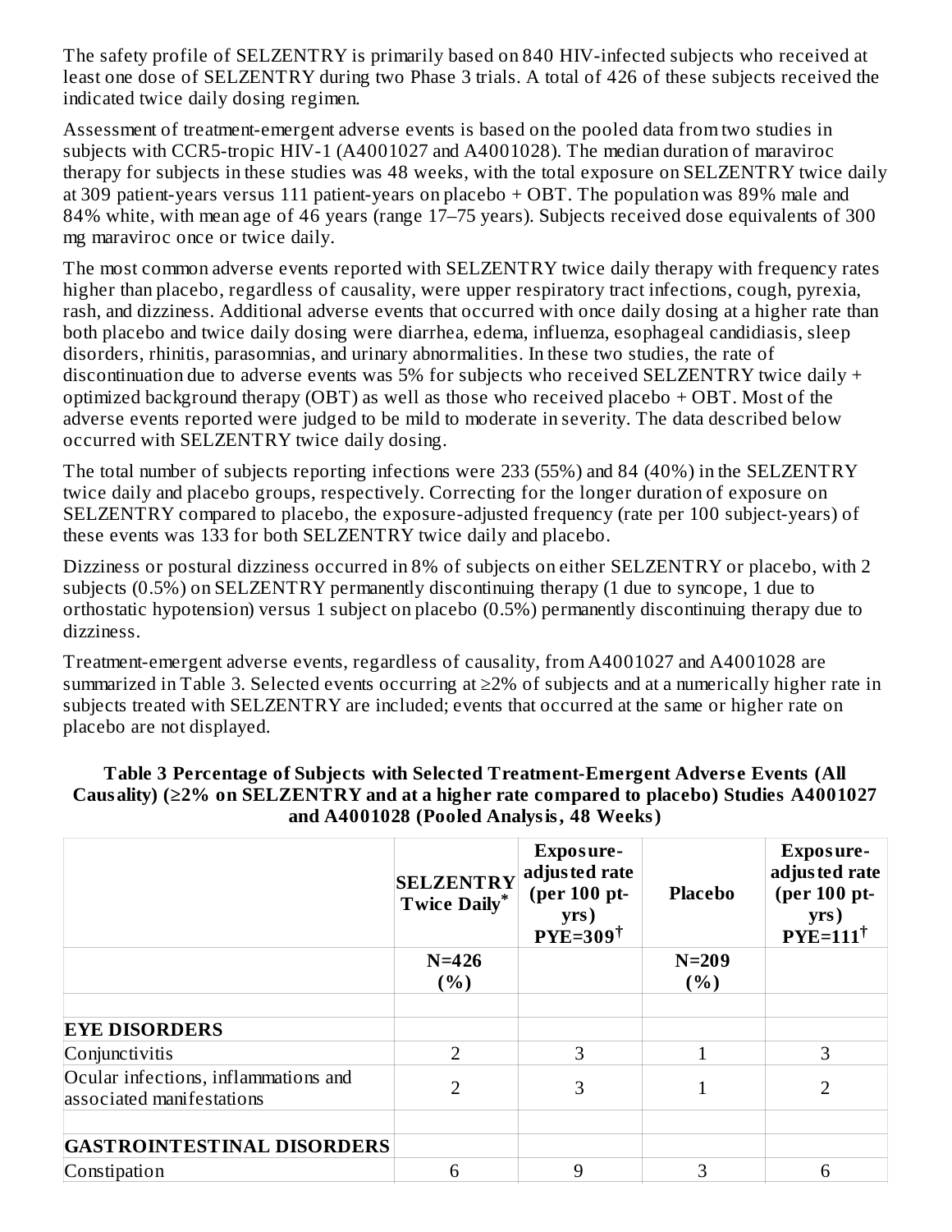The safety profile of SELZENTRY is primarily based on 840 HIV-infected subjects who received at least one dose of SELZENTRY during two Phase 3 trials. A total of 426 of these subjects received the indicated twice daily dosing regimen.

Assessment of treatment-emergent adverse events is based on the pooled data from two studies in subjects with CCR5-tropic HIV-1 (A4001027 and A4001028). The median duration of maraviroc therapy for subjects in these studies was 48 weeks, with the total exposure on SELZENTRY twice daily at 309 patient-years versus 111 patient-years on placebo + OBT. The population was 89% male and 84% white, with mean age of 46 years (range 17–75 years). Subjects received dose equivalents of 300 mg maraviroc once or twice daily.

The most common adverse events reported with SELZENTRY twice daily therapy with frequency rates higher than placebo, regardless of causality, were upper respiratory tract infections, cough, pyrexia, rash, and dizziness. Additional adverse events that occurred with once daily dosing at a higher rate than both placebo and twice daily dosing were diarrhea, edema, influenza, esophageal candidiasis, sleep disorders, rhinitis, parasomnias, and urinary abnormalities. In these two studies, the rate of discontinuation due to adverse events was 5% for subjects who received SELZENTRY twice daily + optimized background therapy (OBT) as well as those who received placebo + OBT. Most of the adverse events reported were judged to be mild to moderate in severity. The data described below occurred with SELZENTRY twice daily dosing.

The total number of subjects reporting infections were 233 (55%) and 84 (40%) in the SELZENTRY twice daily and placebo groups, respectively. Correcting for the longer duration of exposure on SELZENTRY compared to placebo, the exposure-adjusted frequency (rate per 100 subject-years) of these events was 133 for both SELZENTRY twice daily and placebo.

Dizziness or postural dizziness occurred in 8% of subjects on either SELZENTRY or placebo, with 2 subjects (0.5%) on SELZENTRY permanently discontinuing therapy (1 due to syncope, 1 due to orthostatic hypotension) versus 1 subject on placebo (0.5%) permanently discontinuing therapy due to dizziness.

Treatment-emergent adverse events, regardless of causality, from A4001027 and A4001028 are summarized in Table 3. Selected events occurring at ≥2% of subjects and at a numerically higher rate in subjects treated with SELZENTRY are included; events that occurred at the same or higher rate on placebo are not displayed.

**Table 3 Percentage of Subjects with Selected Treatment-Emergent Adverse Events (All Causality) (≥2% on SELZENTRY and at a higher rate compared to placebo) Studies A4001027 and A4001028 (Pooled Analysis, 48 Weeks)**

| | SELZENTRY Twice Daily* | Exposure-adjusted rate (per 100 pt-yrs) PYE=309† | Placebo | Exposure-adjusted rate (per 100 pt-yrs) PYE=111† |
|---|---|---|---|---|
| | N=426 (%) | | N=209 (%) | |
| | | | | |
| **EYE DISORDERS** | | | | |
| Conjunctivitis | 2 | 3 | 1 | 3 |
| Ocular infections, inflammations and associated manifestations | 2 | 3 | 1 | 2 |
| | | | | |
| **GASTROINTESTINAL DISORDERS** | | | | |
| Constipation | 6 | 9 | 3 | 6 |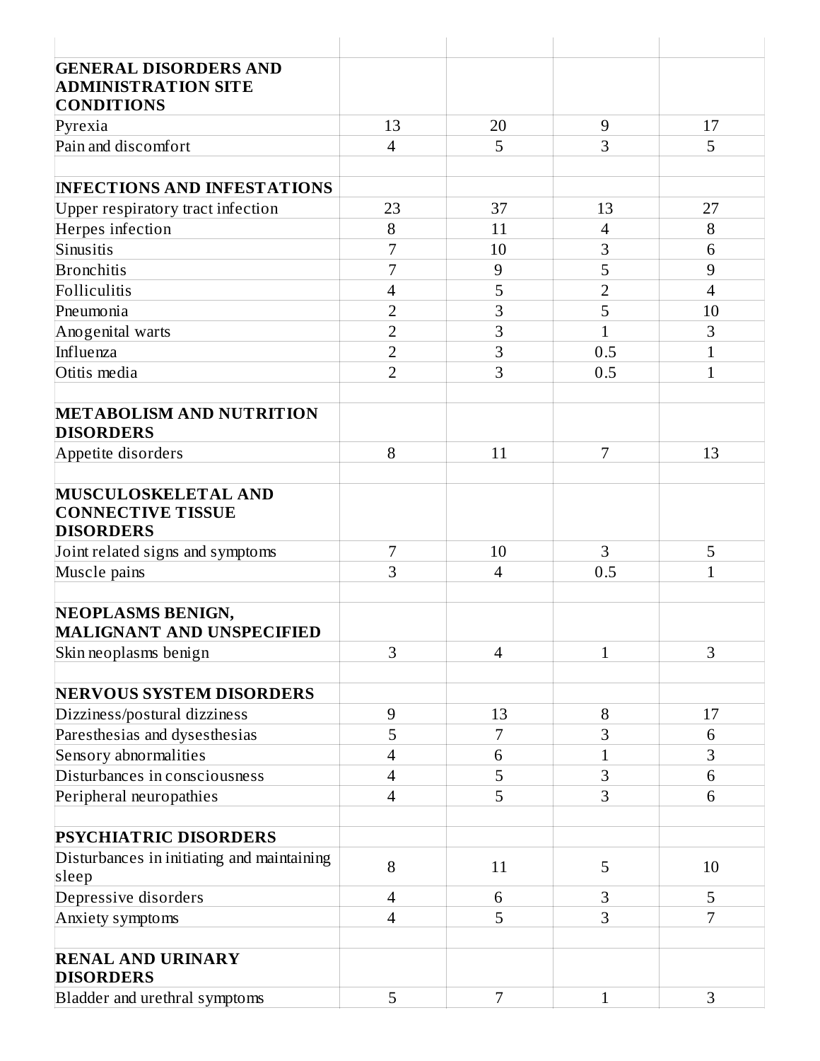| | | | | |
|---|---|---|---|---|
| **GENERAL DISORDERS AND ADMINISTRATION SITE CONDITIONS** | | | | |
| Pyrexia | 13 | 20 | 9 | 17 |
| Pain and discomfort | 4 | 5 | 3 | 5 |
| | | | | |
| **INFECTIONS AND INFESTATIONS** | | | | |
| Upper respiratory tract infection | 23 | 37 | 13 | 27 |
| Herpes infection | 8 | 11 | 4 | 8 |
| Sinusitis | 7 | 10 | 3 | 6 |
| Bronchitis | 7 | 9 | 5 | 9 |
| Folliculitis | 4 | 5 | 2 | 4 |
| Pneumonia | 2 | 3 | 5 | 10 |
| Anogenital warts | 2 | 3 | 1 | 3 |
| Influenza | 2 | 3 | 0.5 | 1 |
| Otitis media | 2 | 3 | 0.5 | 1 |
| | | | | |
| **METABOLISM AND NUTRITION DISORDERS** | | | | |
| Appetite disorders | 8 | 11 | 7 | 13 |
| | | | | |
| **MUSCULOSKELETAL AND CONNECTIVE TISSUE DISORDERS** | | | | |
| Joint related signs and symptoms | 7 | 10 | 3 | 5 |
| Muscle pains | 3 | 4 | 0.5 | 1 |
| | | | | |
| **NEOPLASMS BENIGN, MALIGNANT AND UNSPECIFIED** | | | | |
| Skin neoplasms benign | 3 | 4 | 1 | 3 |
| | | | | |
| **NERVOUS SYSTEM DISORDERS** | | | | |
| Dizziness/postural dizziness | 9 | 13 | 8 | 17 |
| Paresthesias and dysesthesias | 5 | 7 | 3 | 6 |
| Sensory abnormalities | 4 | 6 | 1 | 3 |
| Disturbances in consciousness | 4 | 5 | 3 | 6 |
| Peripheral neuropathies | 4 | 5 | 3 | 6 |
| | | | | |
| **PSYCHIATRIC DISORDERS** | | | | |
| Disturbances in initiating and maintaining sleep | 8 | 11 | 5 | 10 |
| Depressive disorders | 4 | 6 | 3 | 5 |
| Anxiety symptoms | 4 | 5 | 3 | 7 |
| | | | | |
| **RENAL AND URINARY DISORDERS** | | | | |
| Bladder and urethral symptoms | 5 | 7 | 1 | 3 |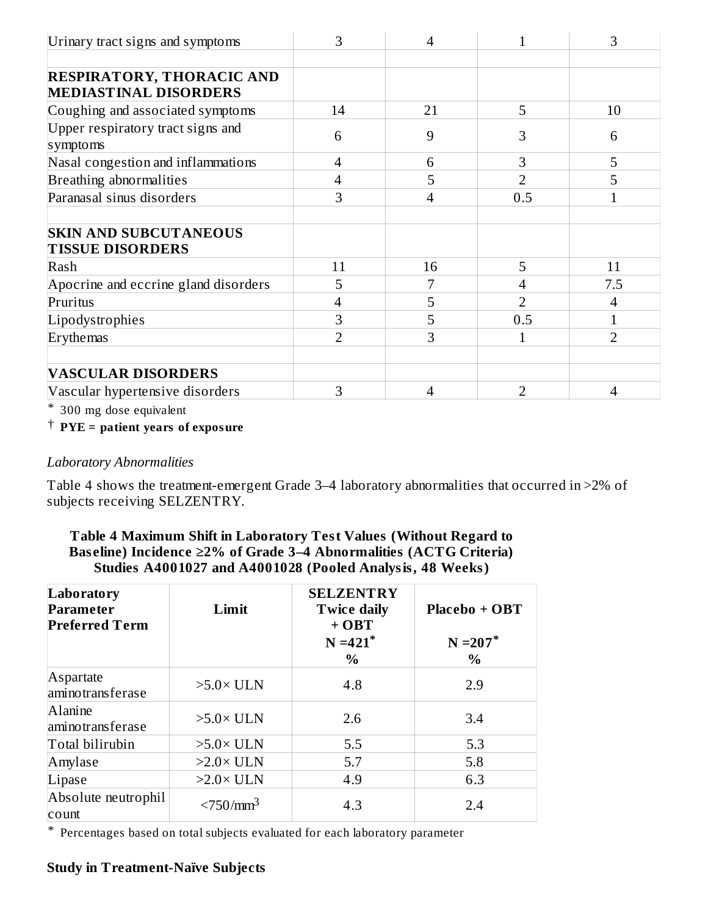| | | | | |
|---|---|---|---|---|
| Urinary tract signs and symptoms | 3 | 4 | 1 | 3 |
| | | | | |
| **RESPIRATORY, THORACIC AND MEDIASTINAL DISORDERS** | | | | |
| Coughing and associated symptoms | 14 | 21 | 5 | 10 |
| Upper respiratory tract signs and symptoms | 6 | 9 | 3 | 6 |
| Nasal congestion and inflammations | 4 | 6 | 3 | 5 |
| Breathing abnormalities | 4 | 5 | 2 | 5 |
| Paranasal sinus disorders | 3 | 4 | 0.5 | 1 |
| | | | | |
| **SKIN AND SUBCUTANEOUS TISSUE DISORDERS** | | | | |
| Rash | 11 | 16 | 5 | 11 |
| Apocrine and eccrine gland disorders | 5 | 7 | 4 | 7.5 |
| Pruritus | 4 | 5 | 2 | 4 |
| Lipodystrophies | 3 | 5 | 0.5 | 1 |
| Erythemas | 2 | 3 | 1 | 2 |
| | | | | |
| **VASCULAR DISORDERS** | | | | |
| Vascular hypertensive disorders | 3 | 4 | 2 | 4 |

\* 300 mg dose equivalent

† **PYE = patient years of exposure**

*Laboratory Abnormalities*

Table 4 shows the treatment-emergent Grade 3–4 laboratory abnormalities that occurred in >2% of subjects receiving SELZENTRY.

**Table 4 Maximum Shift in Laboratory Test Values (Without Regard to Baseline) Incidence ≥2% of Grade 3–4 Abnormalities (ACTG Criteria) Studies A4001027 and A4001028 (Pooled Analysis, 48 Weeks)**

| Laboratory Parameter Preferred Term | Limit | SELZENTRY Twice daily + OBT N =421* % | Placebo + OBT N =207* % |
|---|---|---|---|
| Aspartate aminotransferase | >5.0× ULN | 4.8 | 2.9 |
| Alanine aminotransferase | >5.0× ULN | 2.6 | 3.4 |
| Total bilirubin | >5.0× ULN | 5.5 | 5.3 |
| Amylase | >2.0× ULN | 5.7 | 5.8 |
| Lipase | >2.0× ULN | 4.9 | 6.3 |
| Absolute neutrophil count | <750/mm$^3$ | 4.3 | 2.4 |

\* Percentages based on total subjects evaluated for each laboratory parameter

**Study in Treatment-Naïve Subjects**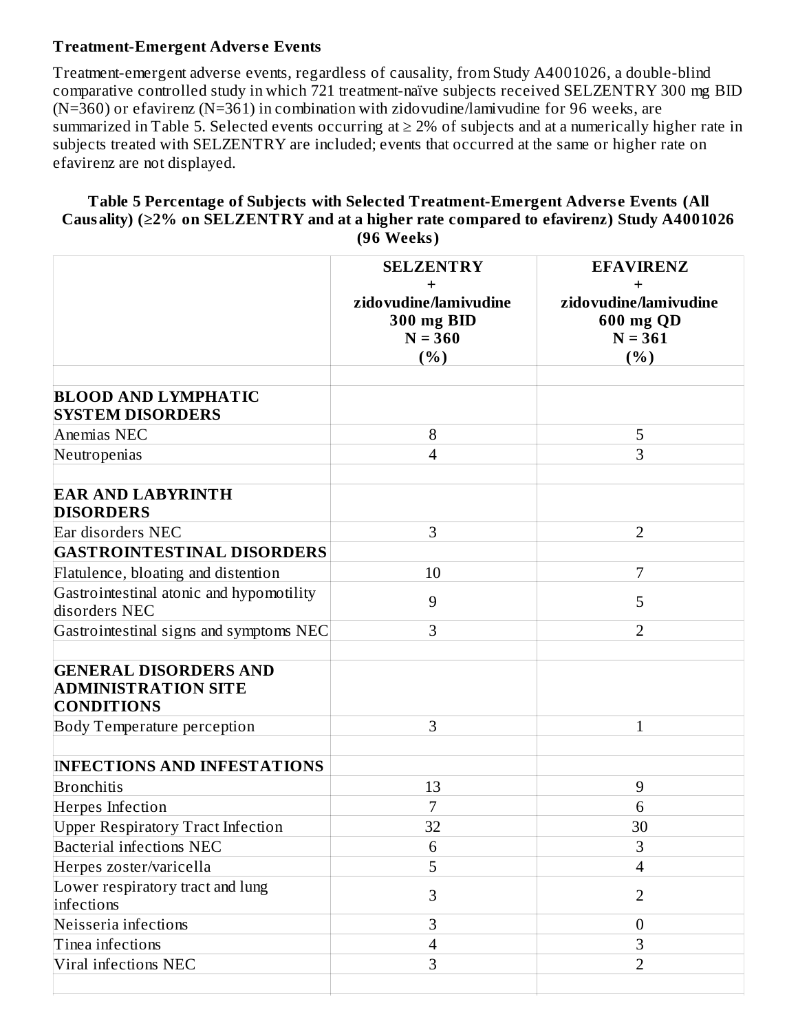**Treatment-Emergent Adverse Events**

Treatment-emergent adverse events, regardless of causality, from Study A4001026, a double-blind comparative controlled study in which 721 treatment-naïve subjects received SELZENTRY 300 mg BID (N=360) or efavirenz (N=361) in combination with zidovudine/lamivudine for 96 weeks, are summarized in Table 5. Selected events occurring at ≥ 2% of subjects and at a numerically higher rate in subjects treated with SELZENTRY are included; events that occurred at the same or higher rate on efavirenz are not displayed.

**Table 5 Percentage of Subjects with Selected Treatment-Emergent Adverse Events (All Causality) (≥2% on SELZENTRY and at a higher rate compared to efavirenz) Study A4001026 (96 Weeks)**

| | SELZENTRY + zidovudine/lamivudine 300 mg BID N = 360 (%) | EFAVIRENZ + zidovudine/lamivudine 600 mg QD N = 361 (%) |
|---|---|---|
| **BLOOD AND LYMPHATIC SYSTEM DISORDERS** | | |
| Anemias NEC | 8 | 5 |
| Neutropenias | 4 | 3 |
| **EAR AND LABYRINTH DISORDERS** | | |
| Ear disorders NEC | 3 | 2 |
| **GASTROINTESTINAL DISORDERS** | | |
| Flatulence, bloating and distention | 10 | 7 |
| Gastrointestinal atonic and hypomotility disorders NEC | 9 | 5 |
| Gastrointestinal signs and symptoms NEC | 3 | 2 |
| **GENERAL DISORDERS AND ADMINISTRATION SITE CONDITIONS** | | |
| Body Temperature perception | 3 | 1 |
| **INFECTIONS AND INFESTATIONS** | | |
| Bronchitis | 13 | 9 |
| Herpes Infection | 7 | 6 |
| Upper Respiratory Tract Infection | 32 | 30 |
| Bacterial infections NEC | 6 | 3 |
| Herpes zoster/varicella | 5 | 4 |
| Lower respiratory tract and lung infections | 3 | 2 |
| Neisseria infections | 3 | 0 |
| Tinea infections | 4 | 3 |
| Viral infections NEC | 3 | 2 |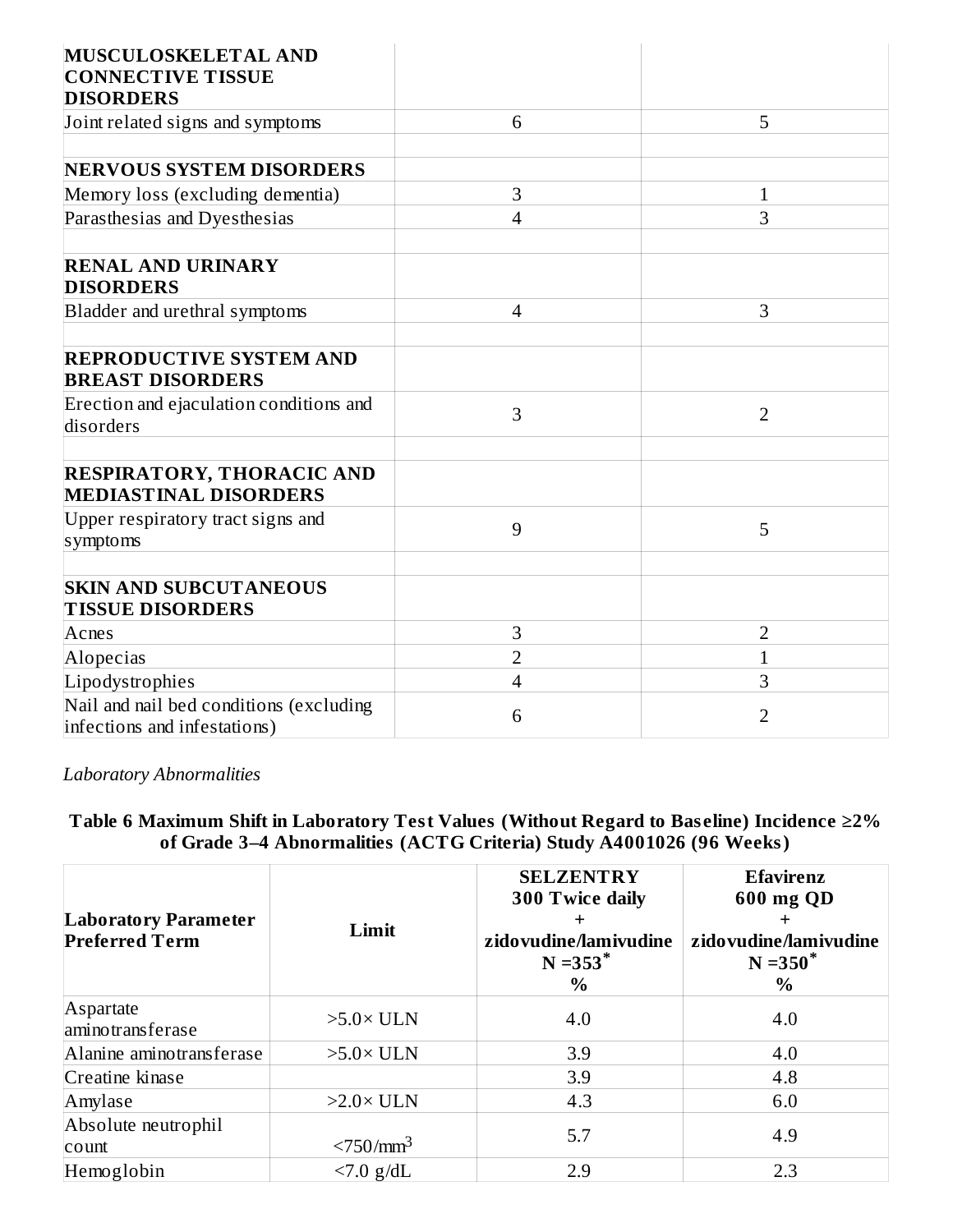| | | |
|---|---|---|
| **MUSCULOSKELETAL AND CONNECTIVE TISSUE DISORDERS** | | |
| Joint related signs and symptoms | 6 | 5 |
| | | |
| **NERVOUS SYSTEM DISORDERS** | | |
| Memory loss (excluding dementia) | 3 | 1 |
| Parasthesias and Dyesthesias | 4 | 3 |
| | | |
| **RENAL AND URINARY DISORDERS** | | |
| Bladder and urethral symptoms | 4 | 3 |
| | | |
| **REPRODUCTIVE SYSTEM AND BREAST DISORDERS** | | |
| Erection and ejaculation conditions and disorders | 3 | 2 |
| | | |
| **RESPIRATORY, THORACIC AND MEDIASTINAL DISORDERS** | | |
| Upper respiratory tract signs and symptoms | 9 | 5 |
| | | |
| **SKIN AND SUBCUTANEOUS TISSUE DISORDERS** | | |
| Acnes | 3 | 2 |
| Alopecias | 2 | 1 |
| Lipodystrophies | 4 | 3 |
| Nail and nail bed conditions (excluding infections and infestations) | 6 | 2 |

*Laboratory Abnormalities*

**Table 6 Maximum Shift in Laboratory Test Values (Without Regard to Baseline) Incidence ≥2% of Grade 3–4 Abnormalities (ACTG Criteria) Study A4001026 (96 Weeks)**

| Laboratory Parameter Preferred Term | Limit | SELZENTRY 300 Twice daily + zidovudine/lamivudine N =353* % | Efavirenz 600 mg QD + zidovudine/lamivudine N =350* % |
|---|---|---|---|
| Aspartate aminotransferase | >5.0× ULN | 4.0 | 4.0 |
| Alanine aminotransferase | >5.0× ULN | 3.9 | 4.0 |
| Creatine kinase | | 3.9 | 4.8 |
| Amylase | >2.0× ULN | 4.3 | 6.0 |
| Absolute neutrophil count | $<750/mm^3$ | 5.7 | 4.9 |
| Hemoglobin | <7.0 g/dL | 2.9 | 2.3 |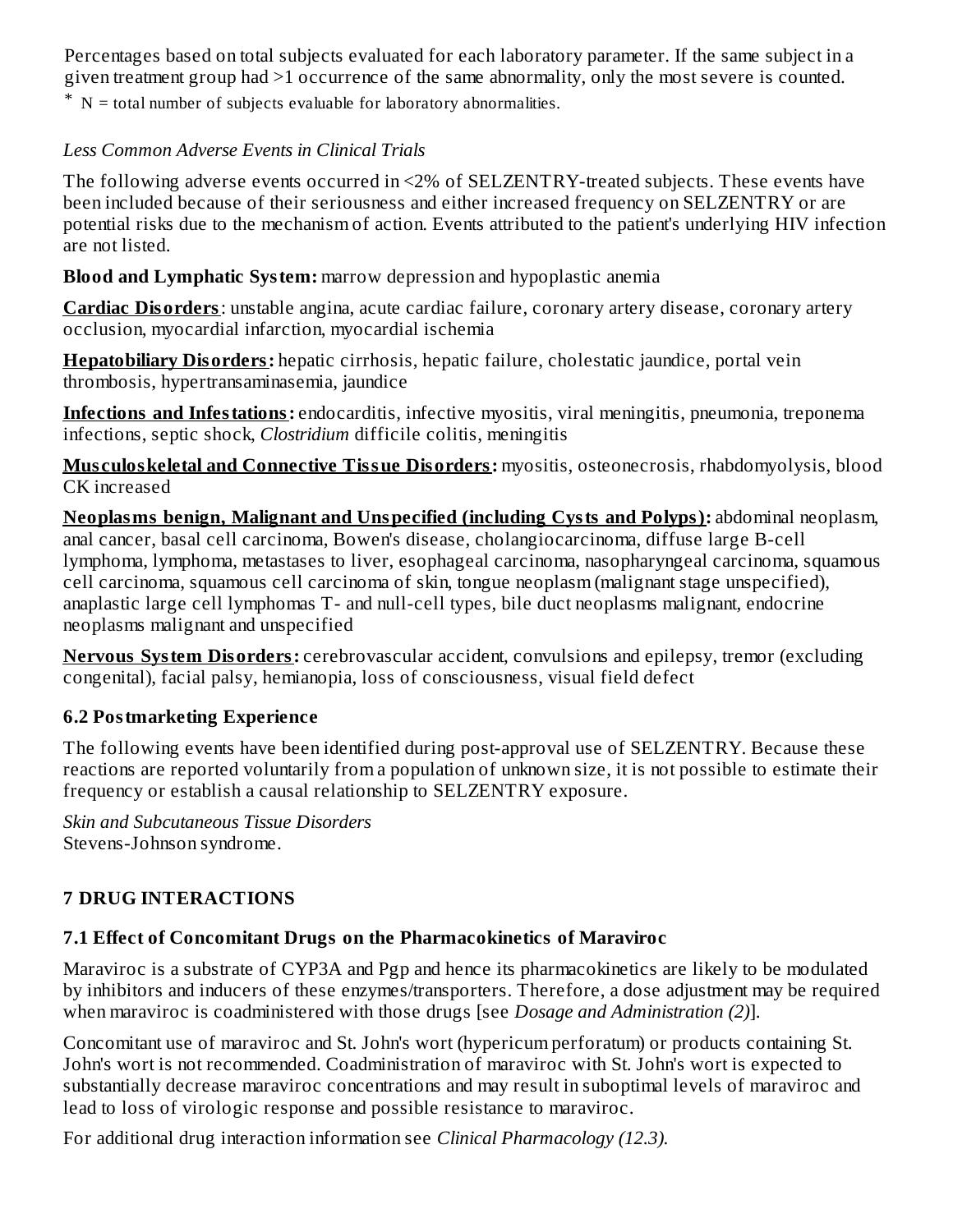Percentages based on total subjects evaluated for each laboratory parameter. If the same subject in a given treatment group had >1 occurrence of the same abnormality, only the most severe is counted.

* N = total number of subjects evaluable for laboratory abnormalities.

*Less Common Adverse Events in Clinical Trials*

The following adverse events occurred in <2% of SELZENTRY-treated subjects. These events have been included because of their seriousness and either increased frequency on SELZENTRY or are potential risks due to the mechanism of action. Events attributed to the patient's underlying HIV infection are not listed.

**Blood and Lymphatic System:** marrow depression and hypoplastic anemia

**Cardiac Disorders**: unstable angina, acute cardiac failure, coronary artery disease, coronary artery occlusion, myocardial infarction, myocardial ischemia

**Hepatobiliary Disorders:** hepatic cirrhosis, hepatic failure, cholestatic jaundice, portal vein thrombosis, hypertransaminasemia, jaundice

**Infections and Infestations:** endocarditis, infective myositis, viral meningitis, pneumonia, treponema infections, septic shock, *Clostridium* difficile colitis, meningitis

**Musculoskeletal and Connective Tissue Disorders:** myositis, osteonecrosis, rhabdomyolysis, blood CK increased

**Neoplasms benign, Malignant and Unspecified (including Cysts and Polyps):** abdominal neoplasm, anal cancer, basal cell carcinoma, Bowen's disease, cholangiocarcinoma, diffuse large B-cell lymphoma, lymphoma, metastases to liver, esophageal carcinoma, nasopharyngeal carcinoma, squamous cell carcinoma, squamous cell carcinoma of skin, tongue neoplasm (malignant stage unspecified), anaplastic large cell lymphomas T- and null-cell types, bile duct neoplasms malignant, endocrine neoplasms malignant and unspecified

**Nervous System Disorders:** cerebrovascular accident, convulsions and epilepsy, tremor (excluding congenital), facial palsy, hemianopia, loss of consciousness, visual field defect

### 6.2 Postmarketing Experience

The following events have been identified during post-approval use of SELZENTRY. Because these reactions are reported voluntarily from a population of unknown size, it is not possible to estimate their frequency or establish a causal relationship to SELZENTRY exposure.

*Skin and Subcutaneous Tissue Disorders*
Stevens-Johnson syndrome.

## 7 DRUG INTERACTIONS

### 7.1 Effect of Concomitant Drugs on the Pharmacokinetics of Maraviroc

Maraviroc is a substrate of CYP3A and Pgp and hence its pharmacokinetics are likely to be modulated by inhibitors and inducers of these enzymes/transporters. Therefore, a dose adjustment may be required when maraviroc is coadministered with those drugs [see *Dosage and Administration (2)*].

Concomitant use of maraviroc and St. John's wort (hypericum perforatum) or products containing St. John's wort is not recommended. Coadministration of maraviroc with St. John's wort is expected to substantially decrease maraviroc concentrations and may result in suboptimal levels of maraviroc and lead to loss of virologic response and possible resistance to maraviroc.

For additional drug interaction information see *Clinical Pharmacology (12.3).*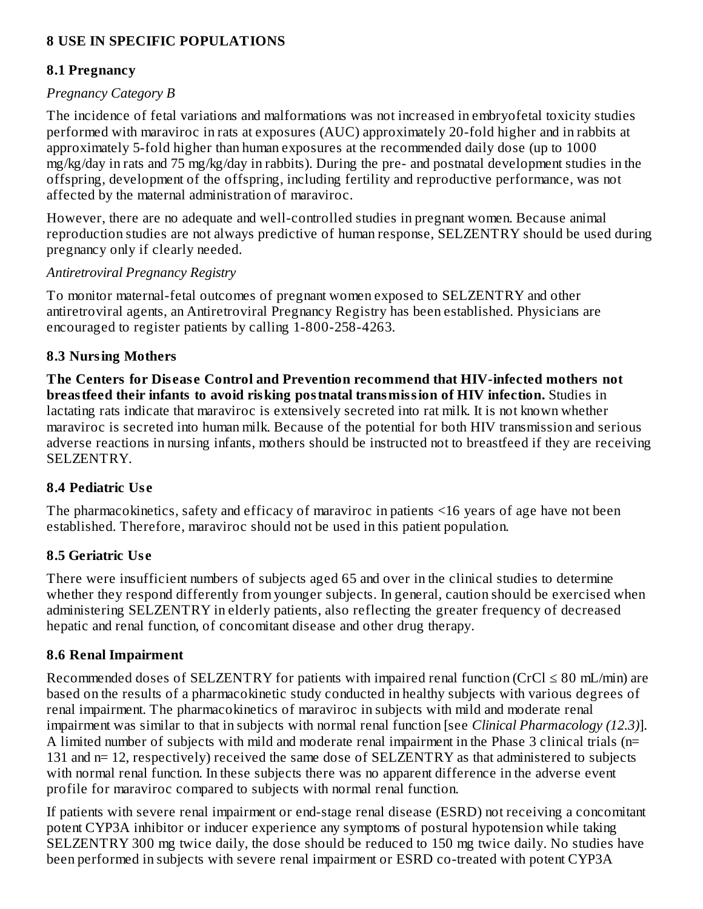## 8 USE IN SPECIFIC POPULATIONS

### 8.1 Pregnancy

*Pregnancy Category B*

The incidence of fetal variations and malformations was not increased in embryofetal toxicity studies performed with maraviroc in rats at exposures (AUC) approximately 20-fold higher and in rabbits at approximately 5-fold higher than human exposures at the recommended daily dose (up to 1000 mg/kg/day in rats and 75 mg/kg/day in rabbits). During the pre- and postnatal development studies in the offspring, development of the offspring, including fertility and reproductive performance, was not affected by the maternal administration of maraviroc.

However, there are no adequate and well-controlled studies in pregnant women. Because animal reproduction studies are not always predictive of human response, SELZENTRY should be used during pregnancy only if clearly needed.

*Antiretroviral Pregnancy Registry*

To monitor maternal-fetal outcomes of pregnant women exposed to SELZENTRY and other antiretroviral agents, an Antiretroviral Pregnancy Registry has been established. Physicians are encouraged to register patients by calling 1-800-258-4263.

### 8.3 Nursing Mothers

**The Centers for Disease Control and Prevention recommend that HIV-infected mothers not breastfeed their infants to avoid risking postnatal transmission of HIV infection.** Studies in lactating rats indicate that maraviroc is extensively secreted into rat milk. It is not known whether maraviroc is secreted into human milk. Because of the potential for both HIV transmission and serious adverse reactions in nursing infants, mothers should be instructed not to breastfeed if they are receiving SELZENTRY.

### 8.4 Pediatric Use

The pharmacokinetics, safety and efficacy of maraviroc in patients <16 years of age have not been established. Therefore, maraviroc should not be used in this patient population.

### 8.5 Geriatric Use

There were insufficient numbers of subjects aged 65 and over in the clinical studies to determine whether they respond differently from younger subjects. In general, caution should be exercised when administering SELZENTRY in elderly patients, also reflecting the greater frequency of decreased hepatic and renal function, of concomitant disease and other drug therapy.

### 8.6 Renal Impairment

Recommended doses of SELZENTRY for patients with impaired renal function (CrCl ≤ 80 mL/min) are based on the results of a pharmacokinetic study conducted in healthy subjects with various degrees of renal impairment. The pharmacokinetics of maraviroc in subjects with mild and moderate renal impairment was similar to that in subjects with normal renal function [see *Clinical Pharmacology (12.3)*]. A limited number of subjects with mild and moderate renal impairment in the Phase 3 clinical trials (n= 131 and n= 12, respectively) received the same dose of SELZENTRY as that administered to subjects with normal renal function. In these subjects there was no apparent difference in the adverse event profile for maraviroc compared to subjects with normal renal function.

If patients with severe renal impairment or end-stage renal disease (ESRD) not receiving a concomitant potent CYP3A inhibitor or inducer experience any symptoms of postural hypotension while taking SELZENTRY 300 mg twice daily, the dose should be reduced to 150 mg twice daily. No studies have been performed in subjects with severe renal impairment or ESRD co-treated with potent CYP3A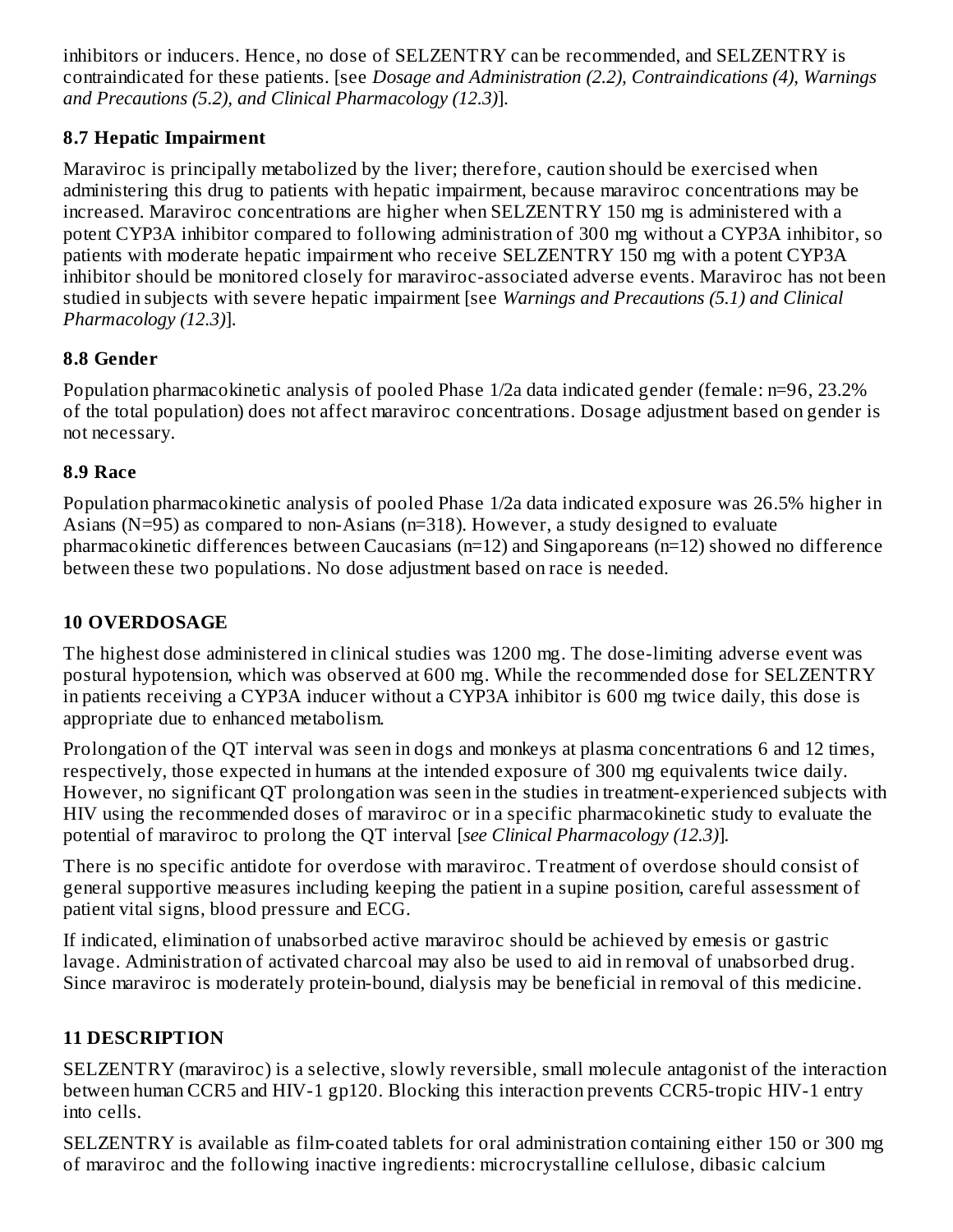inhibitors or inducers. Hence, no dose of SELZENTRY can be recommended, and SELZENTRY is contraindicated for these patients. [see *Dosage and Administration (2.2), Contraindications (4), Warnings and Precautions (5.2), and Clinical Pharmacology (12.3)*].

### 8.7 Hepatic Impairment

Maraviroc is principally metabolized by the liver; therefore, caution should be exercised when administering this drug to patients with hepatic impairment, because maraviroc concentrations may be increased. Maraviroc concentrations are higher when SELZENTRY 150 mg is administered with a potent CYP3A inhibitor compared to following administration of 300 mg without a CYP3A inhibitor, so patients with moderate hepatic impairment who receive SELZENTRY 150 mg with a potent CYP3A inhibitor should be monitored closely for maraviroc-associated adverse events. Maraviroc has not been studied in subjects with severe hepatic impairment [see *Warnings and Precautions (5.1) and Clinical Pharmacology (12.3)*].

### 8.8 Gender

Population pharmacokinetic analysis of pooled Phase 1/2a data indicated gender (female: n=96, 23.2% of the total population) does not affect maraviroc concentrations. Dosage adjustment based on gender is not necessary.

### 8.9 Race

Population pharmacokinetic analysis of pooled Phase 1/2a data indicated exposure was 26.5% higher in Asians (N=95) as compared to non-Asians (n=318). However, a study designed to evaluate pharmacokinetic differences between Caucasians (n=12) and Singaporeans (n=12) showed no difference between these two populations. No dose adjustment based on race is needed.

## 10 OVERDOSAGE

The highest dose administered in clinical studies was 1200 mg. The dose-limiting adverse event was postural hypotension, which was observed at 600 mg. While the recommended dose for SELZENTRY in patients receiving a CYP3A inducer without a CYP3A inhibitor is 600 mg twice daily, this dose is appropriate due to enhanced metabolism.

Prolongation of the QT interval was seen in dogs and monkeys at plasma concentrations 6 and 12 times, respectively, those expected in humans at the intended exposure of 300 mg equivalents twice daily. However, no significant QT prolongation was seen in the studies in treatment-experienced subjects with HIV using the recommended doses of maraviroc or in a specific pharmacokinetic study to evaluate the potential of maraviroc to prolong the QT interval [*see Clinical Pharmacology (12.3)*].

There is no specific antidote for overdose with maraviroc. Treatment of overdose should consist of general supportive measures including keeping the patient in a supine position, careful assessment of patient vital signs, blood pressure and ECG.

If indicated, elimination of unabsorbed active maraviroc should be achieved by emesis or gastric lavage. Administration of activated charcoal may also be used to aid in removal of unabsorbed drug. Since maraviroc is moderately protein-bound, dialysis may be beneficial in removal of this medicine.

## 11 DESCRIPTION

SELZENTRY (maraviroc) is a selective, slowly reversible, small molecule antagonist of the interaction between human CCR5 and HIV-1 gp120. Blocking this interaction prevents CCR5-tropic HIV-1 entry into cells.

SELZENTRY is available as film-coated tablets for oral administration containing either 150 or 300 mg of maraviroc and the following inactive ingredients: microcrystalline cellulose, dibasic calcium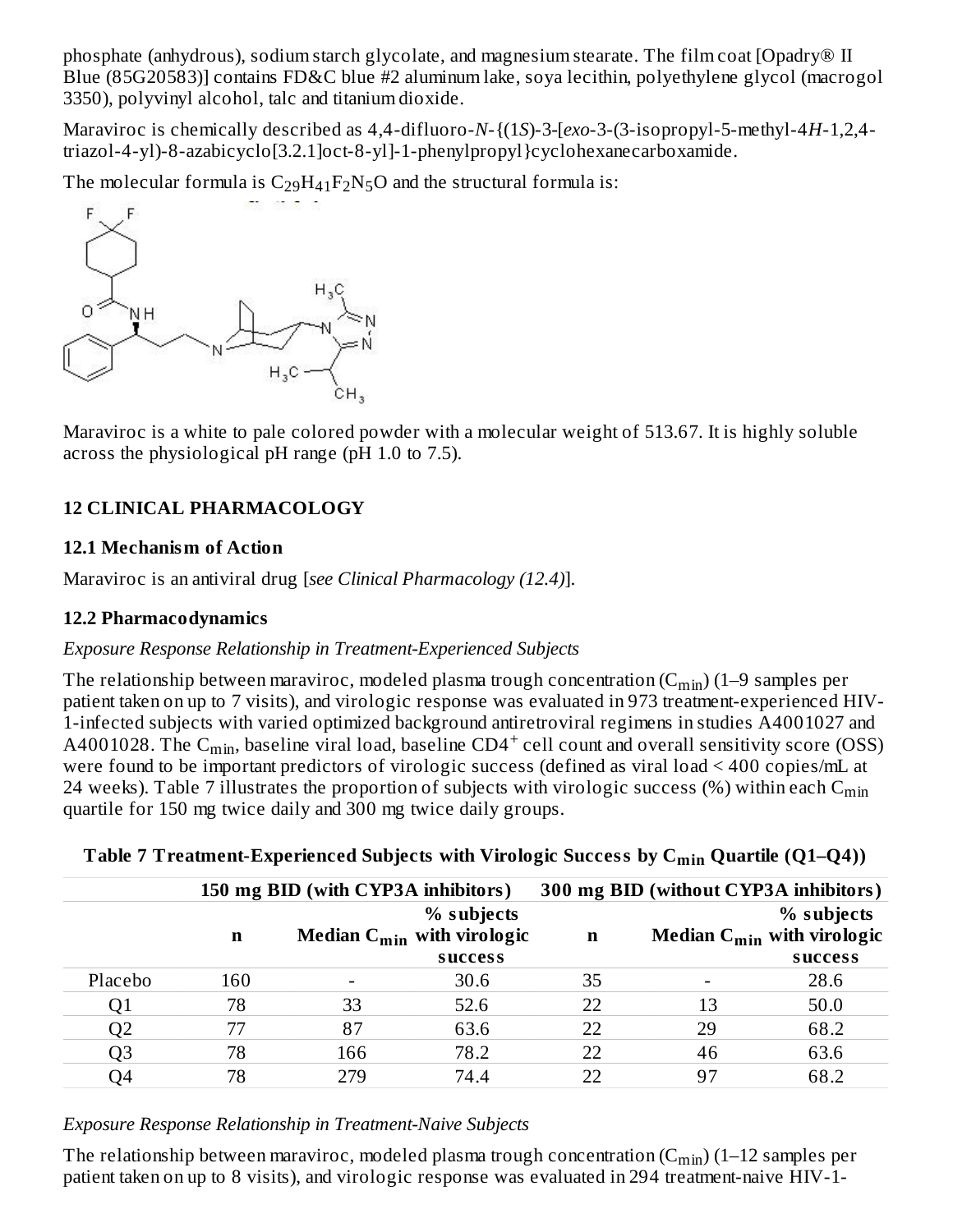phosphate (anhydrous), sodium starch glycolate, and magnesium stearate. The film coat [Opadry® II Blue (85G20583)] contains FD&C blue #2 aluminum lake, soya lecithin, polyethylene glycol (macrogol 3350), polyvinyl alcohol, talc and titanium dioxide.

Maraviroc is chemically described as 4,4-difluoro-*N*-{(1*S*)-3-[*exo*-3-(3-isopropyl-5-methyl-4*H*-1,2,4-triazol-4-yl)-8-azabicyclo[3.2.1]oct-8-yl]-1-phenylpropyl}cyclohexanecarboxamide.

The molecular formula is $C_{29}H_{41}F_2N_5O$ and the structural formula is:

Maraviroc is a white to pale colored powder with a molecular weight of 513.67. It is highly soluble across the physiological pH range (pH 1.0 to 7.5).

## 12 CLINICAL PHARMACOLOGY

### 12.1 Mechanism of Action

Maraviroc is an antiviral drug [*see Clinical Pharmacology (12.4)*].

### 12.2 Pharmacodynamics

*Exposure Response Relationship in Treatment-Experienced Subjects*

The relationship between maraviroc, modeled plasma trough concentration ($C_{min}$) (1–9 samples per patient taken on up to 7 visits), and virologic response was evaluated in 973 treatment-experienced HIV-1-infected subjects with varied optimized background antiretroviral regimens in studies A4001027 and A4001028. The $C_{min}$, baseline viral load, baseline $CD4^+$ cell count and overall sensitivity score (OSS) were found to be important predictors of virologic success (defined as viral load < 400 copies/mL at 24 weeks). Table 7 illustrates the proportion of subjects with virologic success (%) within each $C_{min}$ quartile for 150 mg twice daily and 300 mg twice daily groups.

**Table 7 Treatment-Experienced Subjects with Virologic Success by $C_{min}$ Quartile (Q1–Q4))**

| | 150 mg BID (with CYP3A inhibitors) | | | 300 mg BID (without CYP3A inhibitors) | | |
|---|---|---|---|---|---|---|
| | n | Median $C_{min}$ | % subjects with virologic success | n | Median $C_{min}$ | % subjects with virologic success |
| Placebo | 160 | - | 30.6 | 35 | - | 28.6 |
| Q1 | 78 | 33 | 52.6 | 22 | 13 | 50.0 |
| Q2 | 77 | 87 | 63.6 | 22 | 29 | 68.2 |
| Q3 | 78 | 166 | 78.2 | 22 | 46 | 63.6 |
| Q4 | 78 | 279 | 74.4 | 22 | 97 | 68.2 |

*Exposure Response Relationship in Treatment-Naive Subjects*

The relationship between maraviroc, modeled plasma trough concentration ($C_{min}$) (1–12 samples per patient taken on up to 8 visits), and virologic response was evaluated in 294 treatment-naive HIV-1-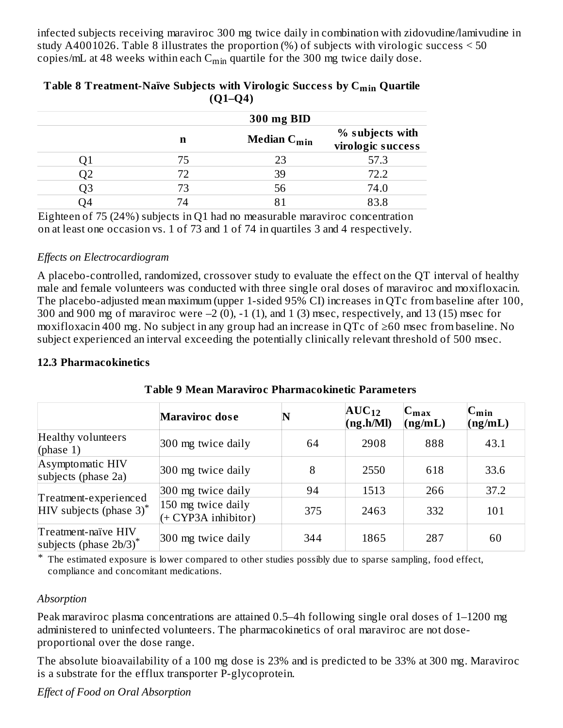infected subjects receiving maraviroc 300 mg twice daily in combination with zidovudine/lamivudine in study A4001026. Table 8 illustrates the proportion (%) of subjects with virologic success < 50 copies/mL at 48 weeks within each $C_{min}$ quartile for the 300 mg twice daily dose.

**Table 8 Treatment-Naïve Subjects with Virologic Success by $C_{min}$ Quartile (Q1–Q4)**

| | 300 mg BID | | |
|---|---|---|---|
| | **n** | **Median $C_{min}$** | **% subjects with virologic success** |
| Q1 | 75 | 23 | 57.3 |
| Q2 | 72 | 39 | 72.2 |
| Q3 | 73 | 56 | 74.0 |
| Q4 | 74 | 81 | 83.8 |

Eighteen of 75 (24%) subjects in Q1 had no measurable maraviroc concentration on at least one occasion vs. 1 of 73 and 1 of 74 in quartiles 3 and 4 respectively.

*Effects on Electrocardiogram*

A placebo-controlled, randomized, crossover study to evaluate the effect on the QT interval of healthy male and female volunteers was conducted with three single oral doses of maraviroc and moxifloxacin. The placebo-adjusted mean maximum (upper 1-sided 95% CI) increases in QTc from baseline after 100, 300 and 900 mg of maraviroc were –2 (0), -1 (1), and 1 (3) msec, respectively, and 13 (15) msec for moxifloxacin 400 mg. No subject in any group had an increase in QTc of ≥60 msec from baseline. No subject experienced an interval exceeding the potentially clinically relevant threshold of 500 msec.

### 12.3 Pharmacokinetics

**Table 9 Mean Maraviroc Pharmacokinetic Parameters**

| | **Maraviroc dose** | **N** | **$AUC_{12}$ (ng.h/Ml)** | **$C_{max}$ (ng/mL)** | **$C_{min}$ (ng/mL)** |
|---|---|---|---|---|---|
| Healthy volunteers (phase 1) | 300 mg twice daily | 64 | 2908 | 888 | 43.1 |
| Asymptomatic HIV subjects (phase 2a) | 300 mg twice daily | 8 | 2550 | 618 | 33.6 |
| Treatment-experienced HIV subjects (phase 3)* | 300 mg twice daily | 94 | 1513 | 266 | 37.2 |
| | 150 mg twice daily (+ CYP3A inhibitor) | 375 | 2463 | 332 | 101 |
| Treatment-naïve HIV subjects (phase 2b/3)* | 300 mg twice daily | 344 | 1865 | 287 | 60 |

\* The estimated exposure is lower compared to other studies possibly due to sparse sampling, food effect, compliance and concomitant medications.

*Absorption*

Peak maraviroc plasma concentrations are attained 0.5–4h following single oral doses of 1–1200 mg administered to uninfected volunteers. The pharmacokinetics of oral maraviroc are not dose-proportional over the dose range.

The absolute bioavailability of a 100 mg dose is 23% and is predicted to be 33% at 300 mg. Maraviroc is a substrate for the efflux transporter P-glycoprotein.

*Effect of Food on Oral Absorption*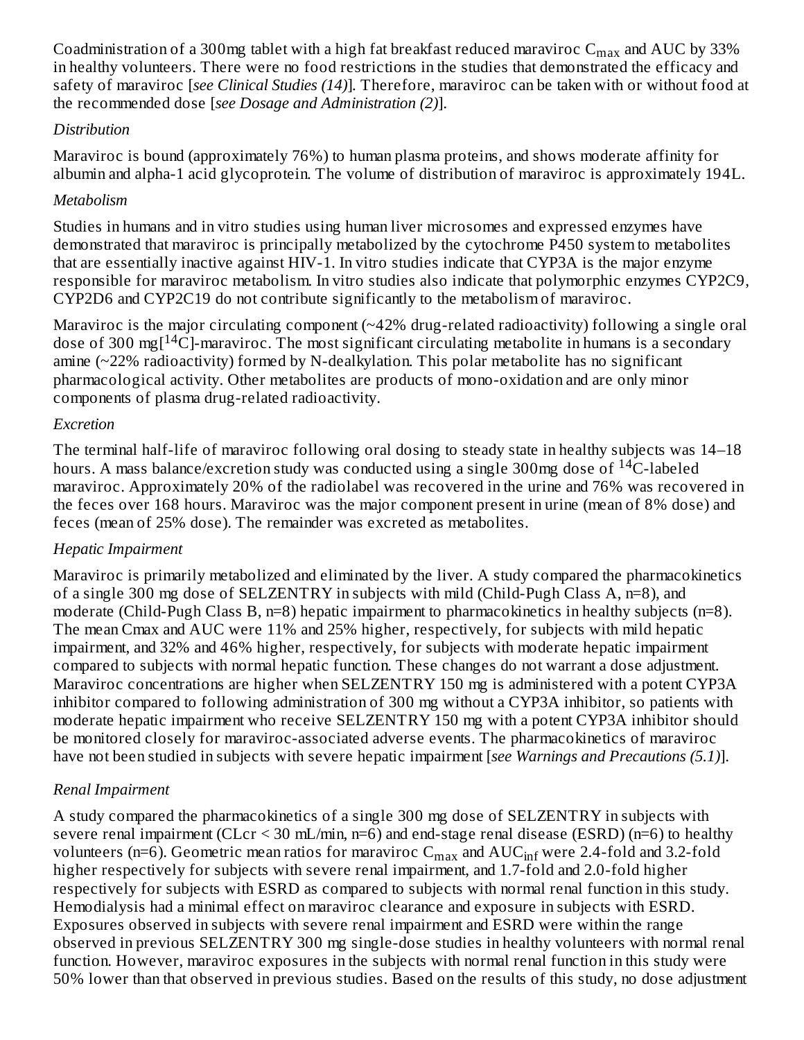Coadministration of a 300mg tablet with a high fat breakfast reduced maraviroc $C_{max}$ and AUC by 33% in healthy volunteers. There were no food restrictions in the studies that demonstrated the efficacy and safety of maraviroc [*see Clinical Studies (14)*]. Therefore, maraviroc can be taken with or without food at the recommended dose [*see Dosage and Administration (2)*].

*Distribution*

Maraviroc is bound (approximately 76%) to human plasma proteins, and shows moderate affinity for albumin and alpha-1 acid glycoprotein. The volume of distribution of maraviroc is approximately 194L.

*Metabolism*

Studies in humans and in vitro studies using human liver microsomes and expressed enzymes have demonstrated that maraviroc is principally metabolized by the cytochrome P450 system to metabolites that are essentially inactive against HIV-1. In vitro studies indicate that CYP3A is the major enzyme responsible for maraviroc metabolism. In vitro studies also indicate that polymorphic enzymes CYP2C9, CYP2D6 and CYP2C19 do not contribute significantly to the metabolism of maraviroc.

Maraviroc is the major circulating component (~42% drug-related radioactivity) following a single oral dose of 300 mg[$^{14}C$]-maraviroc. The most significant circulating metabolite in humans is a secondary amine (~22% radioactivity) formed by N-dealkylation. This polar metabolite has no significant pharmacological activity. Other metabolites are products of mono-oxidation and are only minor components of plasma drug-related radioactivity.

*Excretion*

The terminal half-life of maraviroc following oral dosing to steady state in healthy subjects was 14–18 hours. A mass balance/excretion study was conducted using a single 300mg dose of $^{14}C$-labeled maraviroc. Approximately 20% of the radiolabel was recovered in the urine and 76% was recovered in the feces over 168 hours. Maraviroc was the major component present in urine (mean of 8% dose) and feces (mean of 25% dose). The remainder was excreted as metabolites.

*Hepatic Impairment*

Maraviroc is primarily metabolized and eliminated by the liver. A study compared the pharmacokinetics of a single 300 mg dose of SELZENTRY in subjects with mild (Child-Pugh Class A, n=8), and moderate (Child-Pugh Class B, n=8) hepatic impairment to pharmacokinetics in healthy subjects (n=8). The mean Cmax and AUC were 11% and 25% higher, respectively, for subjects with mild hepatic impairment, and 32% and 46% higher, respectively, for subjects with moderate hepatic impairment compared to subjects with normal hepatic function. These changes do not warrant a dose adjustment. Maraviroc concentrations are higher when SELZENTRY 150 mg is administered with a potent CYP3A inhibitor compared to following administration of 300 mg without a CYP3A inhibitor, so patients with moderate hepatic impairment who receive SELZENTRY 150 mg with a potent CYP3A inhibitor should be monitored closely for maraviroc-associated adverse events. The pharmacokinetics of maraviroc have not been studied in subjects with severe hepatic impairment [*see Warnings and Precautions (5.1)*].

*Renal Impairment*

A study compared the pharmacokinetics of a single 300 mg dose of SELZENTRY in subjects with severe renal impairment (CLcr < 30 mL/min, n=6) and end-stage renal disease (ESRD) (n=6) to healthy volunteers (n=6). Geometric mean ratios for maraviroc $C_{max}$ and $AUC_{inf}$ were 2.4-fold and 3.2-fold higher respectively for subjects with severe renal impairment, and 1.7-fold and 2.0-fold higher respectively for subjects with ESRD as compared to subjects with normal renal function in this study. Hemodialysis had a minimal effect on maraviroc clearance and exposure in subjects with ESRD. Exposures observed in subjects with severe renal impairment and ESRD were within the range observed in previous SELZENTRY 300 mg single-dose studies in healthy volunteers with normal renal function. However, maraviroc exposures in the subjects with normal renal function in this study were 50% lower than that observed in previous studies. Based on the results of this study, no dose adjustment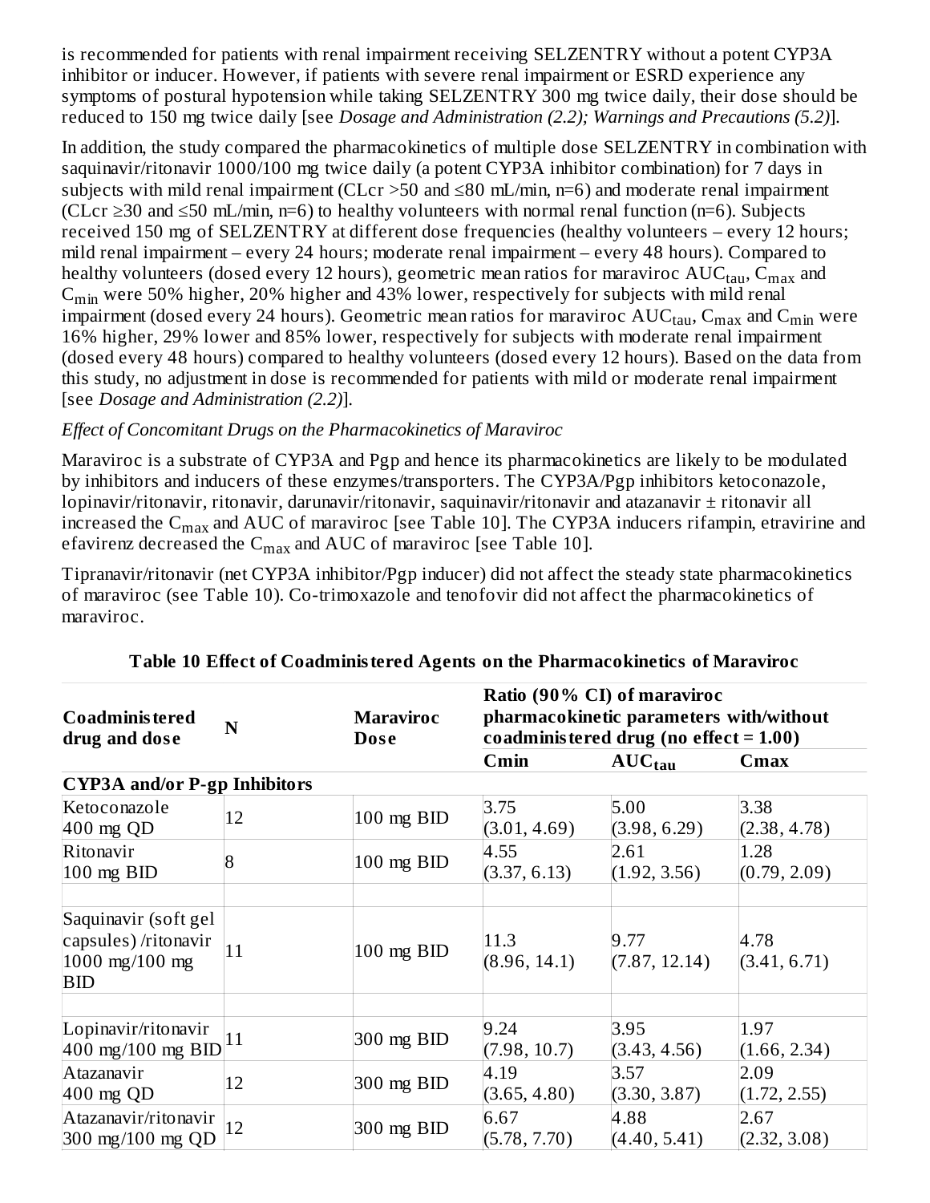is recommended for patients with renal impairment receiving SELZENTRY without a potent CYP3A inhibitor or inducer. However, if patients with severe renal impairment or ESRD experience any symptoms of postural hypotension while taking SELZENTRY 300 mg twice daily, their dose should be reduced to 150 mg twice daily [see *Dosage and Administration (2.2); Warnings and Precautions (5.2)*].

In addition, the study compared the pharmacokinetics of multiple dose SELZENTRY in combination with saquinavir/ritonavir 1000/100 mg twice daily (a potent CYP3A inhibitor combination) for 7 days in subjects with mild renal impairment (CLcr >50 and ≤80 mL/min, n=6) and moderate renal impairment (CLcr ≥30 and ≤50 mL/min, n=6) to healthy volunteers with normal renal function (n=6). Subjects received 150 mg of SELZENTRY at different dose frequencies (healthy volunteers – every 12 hours; mild renal impairment – every 24 hours; moderate renal impairment – every 48 hours). Compared to healthy volunteers (dosed every 12 hours), geometric mean ratios for maraviroc $AUC_{tau}$, $C_{max}$ and $C_{min}$ were 50% higher, 20% higher and 43% lower, respectively for subjects with mild renal impairment (dosed every 24 hours). Geometric mean ratios for maraviroc $AUC_{tau}$, $C_{max}$ and $C_{min}$ were 16% higher, 29% lower and 85% lower, respectively for subjects with moderate renal impairment (dosed every 48 hours) compared to healthy volunteers (dosed every 12 hours). Based on the data from this study, no adjustment in dose is recommended for patients with mild or moderate renal impairment [see *Dosage and Administration (2.2)*].

*Effect of Concomitant Drugs on the Pharmacokinetics of Maraviroc*

Maraviroc is a substrate of CYP3A and Pgp and hence its pharmacokinetics are likely to be modulated by inhibitors and inducers of these enzymes/transporters. The CYP3A/Pgp inhibitors ketoconazole, lopinavir/ritonavir, ritonavir, darunavir/ritonavir, saquinavir/ritonavir and atazanavir ± ritonavir all increased the $C_{max}$ and AUC of maraviroc [see Table 10]. The CYP3A inducers rifampin, etravirine and efavirenz decreased the $C_{max}$ and AUC of maraviroc [see Table 10].

Tipranavir/ritonavir (net CYP3A inhibitor/Pgp inducer) did not affect the steady state pharmacokinetics of maraviroc (see Table 10). Co-trimoxazole and tenofovir did not affect the pharmacokinetics of maraviroc.

**Table 10 Effect of Coadministered Agents on the Pharmacokinetics of Maraviroc**

| Coadministered drug and dose | N | Maraviroc Dose | Ratio (90% CI) of maraviroc pharmacokinetic parameters with/without coadministered drug (no effect = 1.00) | | |
|---|---|---|---|---|---|
| | | | **Cmin** | **$AUC_{tau}$** | **Cmax** |
| **CYP3A and/or P-gp Inhibitors** | | | | | |
| Ketoconazole 400 mg QD | 12 | 100 mg BID | 3.75 (3.01, 4.69) | 5.00 (3.98, 6.29) | 3.38 (2.38, 4.78) |
| Ritonavir 100 mg BID | 8 | 100 mg BID | 4.55 (3.37, 6.13) | 2.61 (1.92, 3.56) | 1.28 (0.79, 2.09) |
| | | | | | |
| Saquinavir (soft gel capsules) /ritonavir 1000 mg/100 mg BID | 11 | 100 mg BID | 11.3 (8.96, 14.1) | 9.77 (7.87, 12.14) | 4.78 (3.41, 6.71) |
| | | | | | |
| Lopinavir/ritonavir 400 mg/100 mg BID | 11 | 300 mg BID | 9.24 (7.98, 10.7) | 3.95 (3.43, 4.56) | 1.97 (1.66, 2.34) |
| Atazanavir 400 mg QD | 12 | 300 mg BID | 4.19 (3.65, 4.80) | 3.57 (3.30, 3.87) | 2.09 (1.72, 2.55) |
| Atazanavir/ritonavir 300 mg/100 mg QD | 12 | 300 mg BID | 6.67 (5.78, 7.70) | 4.88 (4.40, 5.41) | 2.67 (2.32, 3.08) |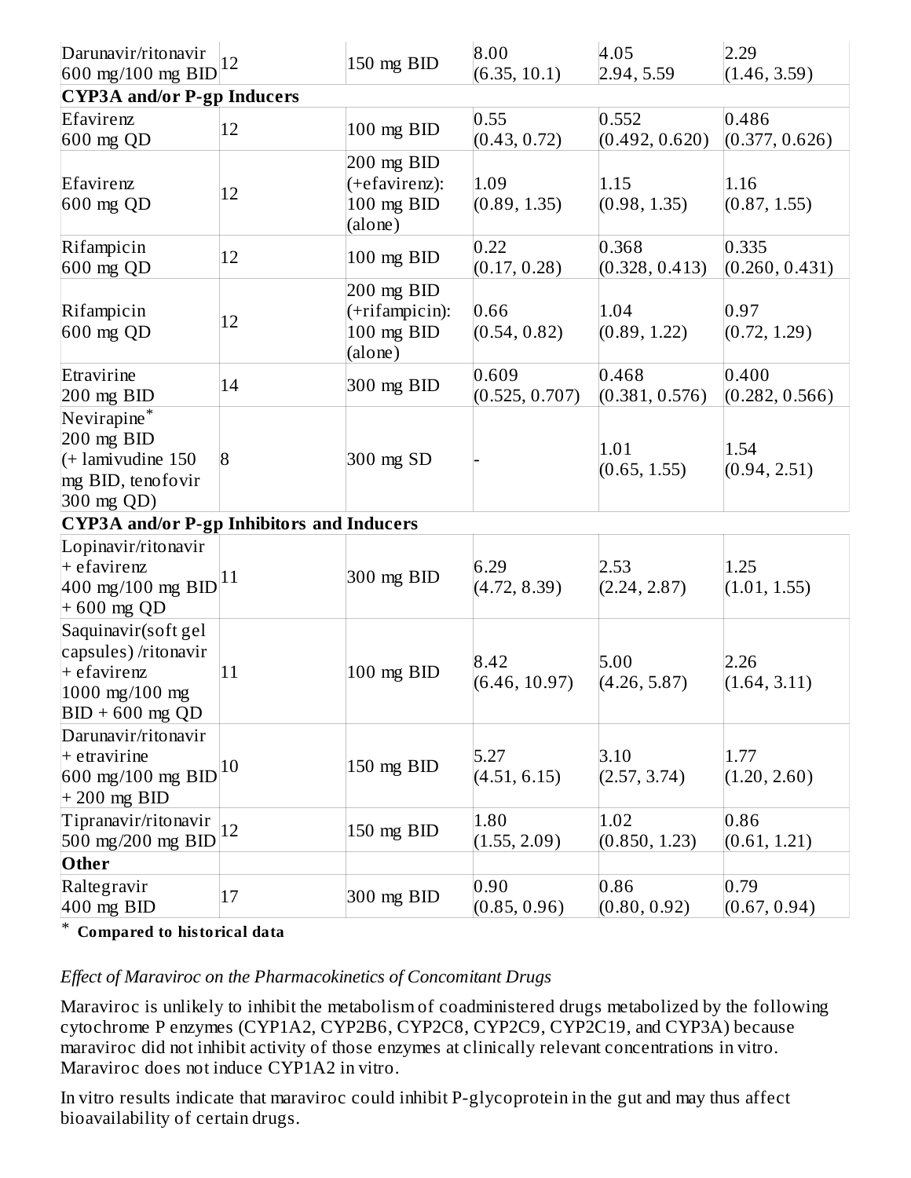| | | | | | |
|---|---|---|---|---|---|
| Darunavir/ritonavir 600 mg/100 mg BID | 12 | 150 mg BID | 8.00 (6.35, 10.1) | 4.05 2.94, 5.59 | 2.29 (1.46, 3.59) |
| **CYP3A and/or P-gp Inducers** | | | | | |
| Efavirenz 600 mg QD | 12 | 100 mg BID | 0.55 (0.43, 0.72) | 0.552 (0.492, 0.620) | 0.486 (0.377, 0.626) |
| Efavirenz 600 mg QD | 12 | 200 mg BID (+efavirenz): 100 mg BID (alone) | 1.09 (0.89, 1.35) | 1.15 (0.98, 1.35) | 1.16 (0.87, 1.55) |
| Rifampicin 600 mg QD | 12 | 100 mg BID | 0.22 (0.17, 0.28) | 0.368 (0.328, 0.413) | 0.335 (0.260, 0.431) |
| Rifampicin 600 mg QD | 12 | 200 mg BID (+rifampicin): 100 mg BID (alone) | 0.66 (0.54, 0.82) | 1.04 (0.89, 1.22) | 0.97 (0.72, 1.29) |
| Etravirine 200 mg BID | 14 | 300 mg BID | 0.609 (0.525, 0.707) | 0.468 (0.381, 0.576) | 0.400 (0.282, 0.566) |
| Nevirapine* 200 mg BID (+ lamivudine 150 mg BID, tenofovir 300 mg QD) | 8 | 300 mg SD | - | 1.01 (0.65, 1.55) | 1.54 (0.94, 2.51) |
| **CYP3A and/or P-gp Inhibitors and Inducers** | | | | | |
| Lopinavir/ritonavir + efavirenz 400 mg/100 mg BID + 600 mg QD | 11 | 300 mg BID | 6.29 (4.72, 8.39) | 2.53 (2.24, 2.87) | 1.25 (1.01, 1.55) |
| Saquinavir(soft gel capsules) /ritonavir + efavirenz 1000 mg/100 mg BID + 600 mg QD | 11 | 100 mg BID | 8.42 (6.46, 10.97) | 5.00 (4.26, 5.87) | 2.26 (1.64, 3.11) |
| Darunavir/ritonavir + etravirine 600 mg/100 mg BID + 200 mg BID | 10 | 150 mg BID | 5.27 (4.51, 6.15) | 3.10 (2.57, 3.74) | 1.77 (1.20, 2.60) |
| Tipranavir/ritonavir 500 mg/200 mg BID | 12 | 150 mg BID | 1.80 (1.55, 2.09) | 1.02 (0.850, 1.23) | 0.86 (0.61, 1.21) |
| **Other** | | | | | |
| Raltegravir 400 mg BID | 17 | 300 mg BID | 0.90 (0.85, 0.96) | 0.86 (0.80, 0.92) | 0.79 (0.67, 0.94) |

\* **Compared to historical data**

*Effect of Maraviroc on the Pharmacokinetics of Concomitant Drugs*

Maraviroc is unlikely to inhibit the metabolism of coadministered drugs metabolized by the following cytochrome P enzymes (CYP1A2, CYP2B6, CYP2C8, CYP2C9, CYP2C19, and CYP3A) because maraviroc did not inhibit activity of those enzymes at clinically relevant concentrations in vitro. Maraviroc does not induce CYP1A2 in vitro.

In vitro results indicate that maraviroc could inhibit P-glycoprotein in the gut and may thus affect bioavailability of certain drugs.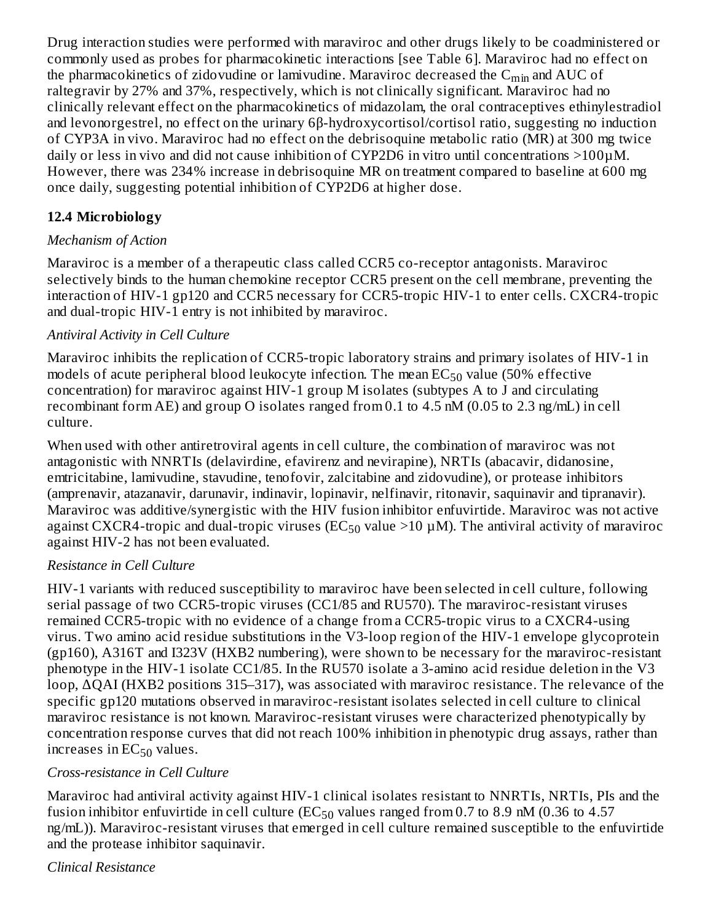Drug interaction studies were performed with maraviroc and other drugs likely to be coadministered or commonly used as probes for pharmacokinetic interactions [see Table 6]. Maraviroc had no effect on the pharmacokinetics of zidovudine or lamivudine. Maraviroc decreased the $C_{min}$ and AUC of raltegravir by 27% and 37%, respectively, which is not clinically significant. Maraviroc had no clinically relevant effect on the pharmacokinetics of midazolam, the oral contraceptives ethinylestradiol and levonorgestrel, no effect on the urinary 6β-hydroxycortisol/cortisol ratio, suggesting no induction of CYP3A in vivo. Maraviroc had no effect on the debrisoquine metabolic ratio (MR) at 300 mg twice daily or less in vivo and did not cause inhibition of CYP2D6 in vitro until concentrations >100µM. However, there was 234% increase in debrisoquine MR on treatment compared to baseline at 600 mg once daily, suggesting potential inhibition of CYP2D6 at higher dose.

### 12.4 Microbiology

*Mechanism of Action*

Maraviroc is a member of a therapeutic class called CCR5 co-receptor antagonists. Maraviroc selectively binds to the human chemokine receptor CCR5 present on the cell membrane, preventing the interaction of HIV-1 gp120 and CCR5 necessary for CCR5-tropic HIV-1 to enter cells. CXCR4-tropic and dual-tropic HIV-1 entry is not inhibited by maraviroc.

*Antiviral Activity in Cell Culture*

Maraviroc inhibits the replication of CCR5-tropic laboratory strains and primary isolates of HIV-1 in models of acute peripheral blood leukocyte infection. The mean $EC_{50}$ value (50% effective concentration) for maraviroc against HIV-1 group M isolates (subtypes A to J and circulating recombinant form AE) and group O isolates ranged from 0.1 to 4.5 nM (0.05 to 2.3 ng/mL) in cell culture.

When used with other antiretroviral agents in cell culture, the combination of maraviroc was not antagonistic with NNRTIs (delavirdine, efavirenz and nevirapine), NRTIs (abacavir, didanosine, emtricitabine, lamivudine, stavudine, tenofovir, zalcitabine and zidovudine), or protease inhibitors (amprenavir, atazanavir, darunavir, indinavir, lopinavir, nelfinavir, ritonavir, saquinavir and tipranavir). Maraviroc was additive/synergistic with the HIV fusion inhibitor enfuvirtide. Maraviroc was not active against CXCR4-tropic and dual-tropic viruses ($EC_{50}$ value >10 µM). The antiviral activity of maraviroc against HIV-2 has not been evaluated.

*Resistance in Cell Culture*

HIV-1 variants with reduced susceptibility to maraviroc have been selected in cell culture, following serial passage of two CCR5-tropic viruses (CC1/85 and RU570). The maraviroc-resistant viruses remained CCR5-tropic with no evidence of a change from a CCR5-tropic virus to a CXCR4-using virus. Two amino acid residue substitutions in the V3-loop region of the HIV-1 envelope glycoprotein (gp160), A316T and I323V (HXB2 numbering), were shown to be necessary for the maraviroc-resistant phenotype in the HIV-1 isolate CC1/85. In the RU570 isolate a 3-amino acid residue deletion in the V3 loop, ΔQAI (HXB2 positions 315–317), was associated with maraviroc resistance. The relevance of the specific gp120 mutations observed in maraviroc-resistant isolates selected in cell culture to clinical maraviroc resistance is not known. Maraviroc-resistant viruses were characterized phenotypically by concentration response curves that did not reach 100% inhibition in phenotypic drug assays, rather than increases in $EC_{50}$ values.

*Cross-resistance in Cell Culture*

Maraviroc had antiviral activity against HIV-1 clinical isolates resistant to NNRTIs, NRTIs, PIs and the fusion inhibitor enfuvirtide in cell culture ($EC_{50}$ values ranged from 0.7 to 8.9 nM (0.36 to 4.57 ng/mL)). Maraviroc-resistant viruses that emerged in cell culture remained susceptible to the enfuvirtide and the protease inhibitor saquinavir.

*Clinical Resistance*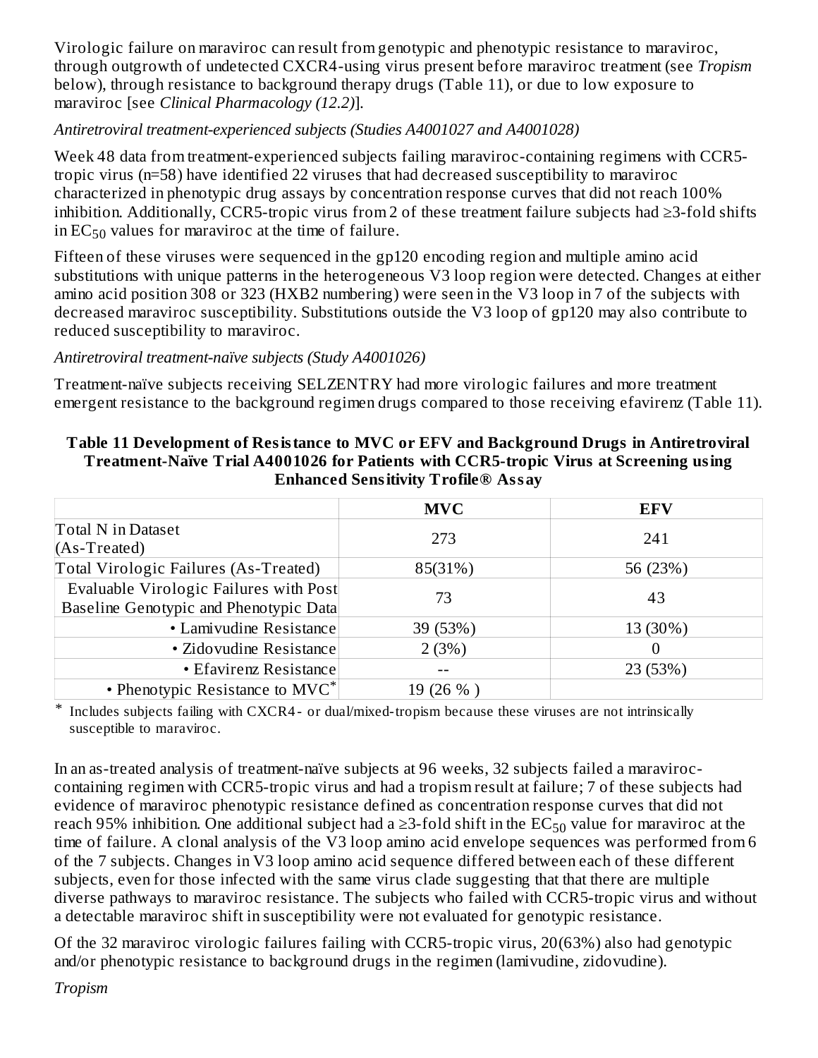Virologic failure on maraviroc can result from genotypic and phenotypic resistance to maraviroc, through outgrowth of undetected CXCR4-using virus present before maraviroc treatment (see *Tropism* below), through resistance to background therapy drugs (Table 11), or due to low exposure to maraviroc [see *Clinical Pharmacology (12.2)*].

*Antiretroviral treatment-experienced subjects (Studies A4001027 and A4001028)*

Week 48 data from treatment-experienced subjects failing maraviroc-containing regimens with CCR5-tropic virus (n=58) have identified 22 viruses that had decreased susceptibility to maraviroc characterized in phenotypic drug assays by concentration response curves that did not reach 100% inhibition. Additionally, CCR5-tropic virus from 2 of these treatment failure subjects had ≥3-fold shifts in $EC_{50}$ values for maraviroc at the time of failure.

Fifteen of these viruses were sequenced in the gp120 encoding region and multiple amino acid substitutions with unique patterns in the heterogeneous V3 loop region were detected. Changes at either amino acid position 308 or 323 (HXB2 numbering) were seen in the V3 loop in 7 of the subjects with decreased maraviroc susceptibility. Substitutions outside the V3 loop of gp120 may also contribute to reduced susceptibility to maraviroc.

*Antiretroviral treatment-naïve subjects (Study A4001026)*

Treatment-naïve subjects receiving SELZENTRY had more virologic failures and more treatment emergent resistance to the background regimen drugs compared to those receiving efavirenz (Table 11).

**Table 11 Development of Resistance to MVC or EFV and Background Drugs in Antiretroviral Treatment-Naïve Trial A4001026 for Patients with CCR5-tropic Virus at Screening using Enhanced Sensitivity Trofile® Assay**

| | MVC | EFV |
|---|---|---|
| Total N in Dataset (As-Treated) | 273 | 241 |
| Total Virologic Failures (As-Treated) | 85(31%) | 56 (23%) |
| Evaluable Virologic Failures with Post Baseline Genotypic and Phenotypic Data | 73 | 43 |
| • Lamivudine Resistance | 39 (53%) | 13 (30%) |
| • Zidovudine Resistance | 2 (3%) | 0 |
| • Efavirenz Resistance | -- | 23 (53%) |
| • Phenotypic Resistance to MVC* | 19 (26 % ) | |

\* Includes subjects failing with CXCR4- or dual/mixed-tropism because these viruses are not intrinsically susceptible to maraviroc.

In an as-treated analysis of treatment-naïve subjects at 96 weeks, 32 subjects failed a maraviroc-containing regimen with CCR5-tropic virus and had a tropism result at failure; 7 of these subjects had evidence of maraviroc phenotypic resistance defined as concentration response curves that did not reach 95% inhibition. One additional subject had a ≥3-fold shift in the $EC_{50}$ value for maraviroc at the time of failure. A clonal analysis of the V3 loop amino acid envelope sequences was performed from 6 of the 7 subjects. Changes in V3 loop amino acid sequence differed between each of these different subjects, even for those infected with the same virus clade suggesting that that there are multiple diverse pathways to maraviroc resistance. The subjects who failed with CCR5-tropic virus and without a detectable maraviroc shift in susceptibility were not evaluated for genotypic resistance.

Of the 32 maraviroc virologic failures failing with CCR5-tropic virus, 20(63%) also had genotypic and/or phenotypic resistance to background drugs in the regimen (lamivudine, zidovudine).

*Tropism*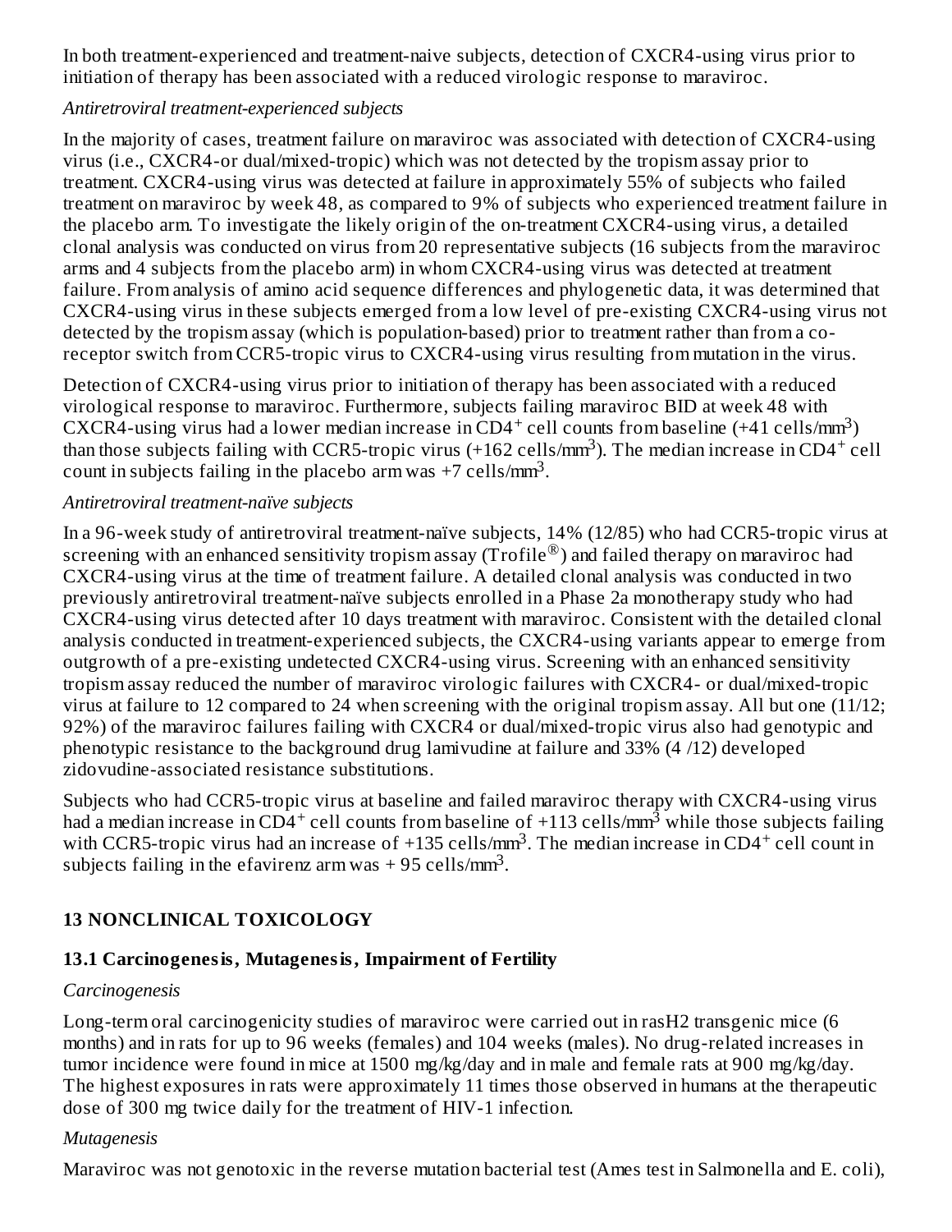In both treatment-experienced and treatment-naive subjects, detection of CXCR4-using virus prior to initiation of therapy has been associated with a reduced virologic response to maraviroc.

*Antiretroviral treatment-experienced subjects*

In the majority of cases, treatment failure on maraviroc was associated with detection of CXCR4-using virus (i.e., CXCR4-or dual/mixed-tropic) which was not detected by the tropism assay prior to treatment. CXCR4-using virus was detected at failure in approximately 55% of subjects who failed treatment on maraviroc by week 48, as compared to 9% of subjects who experienced treatment failure in the placebo arm. To investigate the likely origin of the on-treatment CXCR4-using virus, a detailed clonal analysis was conducted on virus from 20 representative subjects (16 subjects from the maraviroc arms and 4 subjects from the placebo arm) in whom CXCR4-using virus was detected at treatment failure. From analysis of amino acid sequence differences and phylogenetic data, it was determined that CXCR4-using virus in these subjects emerged from a low level of pre-existing CXCR4-using virus not detected by the tropism assay (which is population-based) prior to treatment rather than from a co-receptor switch from CCR5-tropic virus to CXCR4-using virus resulting from mutation in the virus.

Detection of CXCR4-using virus prior to initiation of therapy has been associated with a reduced virological response to maraviroc. Furthermore, subjects failing maraviroc BID at week 48 with CXCR4-using virus had a lower median increase in $CD4^+$ cell counts from baseline (+41 cells/$mm^3$) than those subjects failing with CCR5-tropic virus (+162 cells/$mm^3$). The median increase in $CD4^+$ cell count in subjects failing in the placebo arm was +7 cells/$mm^3$.

*Antiretroviral treatment-naïve subjects*

In a 96-week study of antiretroviral treatment-naïve subjects, 14% (12/85) who had CCR5-tropic virus at screening with an enhanced sensitivity tropism assay (Trofile®) and failed therapy on maraviroc had CXCR4-using virus at the time of treatment failure. A detailed clonal analysis was conducted in two previously antiretroviral treatment-naïve subjects enrolled in a Phase 2a monotherapy study who had CXCR4-using virus detected after 10 days treatment with maraviroc. Consistent with the detailed clonal analysis conducted in treatment-experienced subjects, the CXCR4-using variants appear to emerge from outgrowth of a pre-existing undetected CXCR4-using virus. Screening with an enhanced sensitivity tropism assay reduced the number of maraviroc virologic failures with CXCR4- or dual/mixed-tropic virus at failure to 12 compared to 24 when screening with the original tropism assay. All but one (11/12; 92%) of the maraviroc failures failing with CXCR4 or dual/mixed-tropic virus also had genotypic and phenotypic resistance to the background drug lamivudine at failure and 33% (4 /12) developed zidovudine-associated resistance substitutions.

Subjects who had CCR5-tropic virus at baseline and failed maraviroc therapy with CXCR4-using virus had a median increase in $CD4^+$ cell counts from baseline of +113 cells/$mm^3$ while those subjects failing with CCR5-tropic virus had an increase of +135 cells/$mm^3$. The median increase in $CD4^+$ cell count in subjects failing in the efavirenz arm was + 95 cells/$mm^3$.

## 13 NONCLINICAL TOXICOLOGY

### 13.1 Carcinogenesis, Mutagenesis, Impairment of Fertility

*Carcinogenesis*

Long-term oral carcinogenicity studies of maraviroc were carried out in rasH2 transgenic mice (6 months) and in rats for up to 96 weeks (females) and 104 weeks (males). No drug-related increases in tumor incidence were found in mice at 1500 mg/kg/day and in male and female rats at 900 mg/kg/day. The highest exposures in rats were approximately 11 times those observed in humans at the therapeutic dose of 300 mg twice daily for the treatment of HIV-1 infection.

*Mutagenesis*

Maraviroc was not genotoxic in the reverse mutation bacterial test (Ames test in Salmonella and E. coli),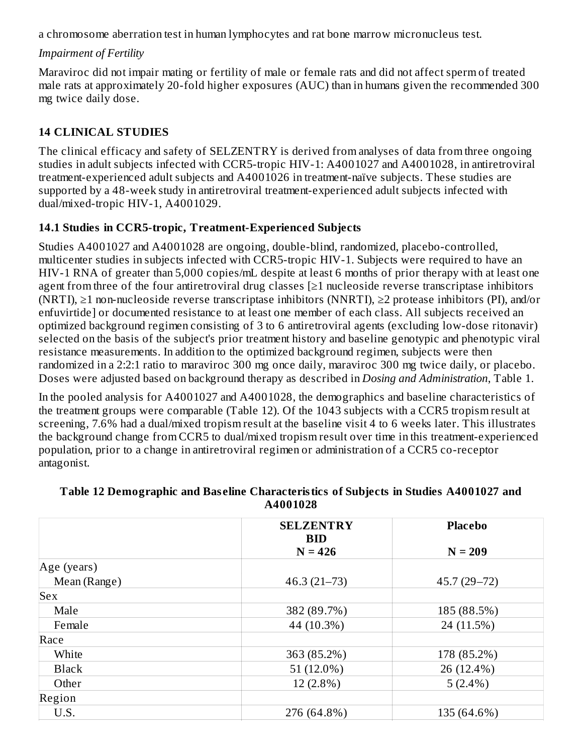a chromosome aberration test in human lymphocytes and rat bone marrow micronucleus test.

*Impairment of Fertility*

Maraviroc did not impair mating or fertility of male or female rats and did not affect sperm of treated male rats at approximately 20-fold higher exposures (AUC) than in humans given the recommended 300 mg twice daily dose.

## 14 CLINICAL STUDIES

The clinical efficacy and safety of SELZENTRY is derived from analyses of data from three ongoing studies in adult subjects infected with CCR5-tropic HIV-1: A4001027 and A4001028, in antiretroviral treatment-experienced adult subjects and A4001026 in treatment-naïve subjects. These studies are supported by a 48-week study in antiretroviral treatment-experienced adult subjects infected with dual/mixed-tropic HIV-1, A4001029.

### 14.1 Studies in CCR5-tropic, Treatment-Experienced Subjects

Studies A4001027 and A4001028 are ongoing, double-blind, randomized, placebo-controlled, multicenter studies in subjects infected with CCR5-tropic HIV-1. Subjects were required to have an HIV-1 RNA of greater than 5,000 copies/mL despite at least 6 months of prior therapy with at least one agent from three of the four antiretroviral drug classes [≥1 nucleoside reverse transcriptase inhibitors (NRTI), ≥1 non-nucleoside reverse transcriptase inhibitors (NNRTI), ≥2 protease inhibitors (PI), and/or enfuvirtide] or documented resistance to at least one member of each class. All subjects received an optimized background regimen consisting of 3 to 6 antiretroviral agents (excluding low-dose ritonavir) selected on the basis of the subject's prior treatment history and baseline genotypic and phenotypic viral resistance measurements. In addition to the optimized background regimen, subjects were then randomized in a 2:2:1 ratio to maraviroc 300 mg once daily, maraviroc 300 mg twice daily, or placebo. Doses were adjusted based on background therapy as described in *Dosing and Administration*, Table 1.

In the pooled analysis for A4001027 and A4001028, the demographics and baseline characteristics of the treatment groups were comparable (Table 12). Of the 1043 subjects with a CCR5 tropism result at screening, 7.6% had a dual/mixed tropism result at the baseline visit 4 to 6 weeks later. This illustrates the background change from CCR5 to dual/mixed tropism result over time in this treatment-experienced population, prior to a change in antiretroviral regimen or administration of a CCR5 co-receptor antagonist.

**Table 12 Demographic and Baseline Characteristics of Subjects in Studies A4001027 and A4001028**

| | SELZENTRY BID N = 426 | Placebo N = 209 |
|---|---|---|
| Age (years) | | |
| Mean (Range) | 46.3 (21–73) | 45.7 (29–72) |
| Sex | | |
| Male | 382 (89.7%) | 185 (88.5%) |
| Female | 44 (10.3%) | 24 (11.5%) |
| Race | | |
| White | 363 (85.2%) | 178 (85.2%) |
| Black | 51 (12.0%) | 26 (12.4%) |
| Other | 12 (2.8%) | 5 (2.4%) |
| Region | | |
| U.S. | 276 (64.8%) | 135 (64.6%) |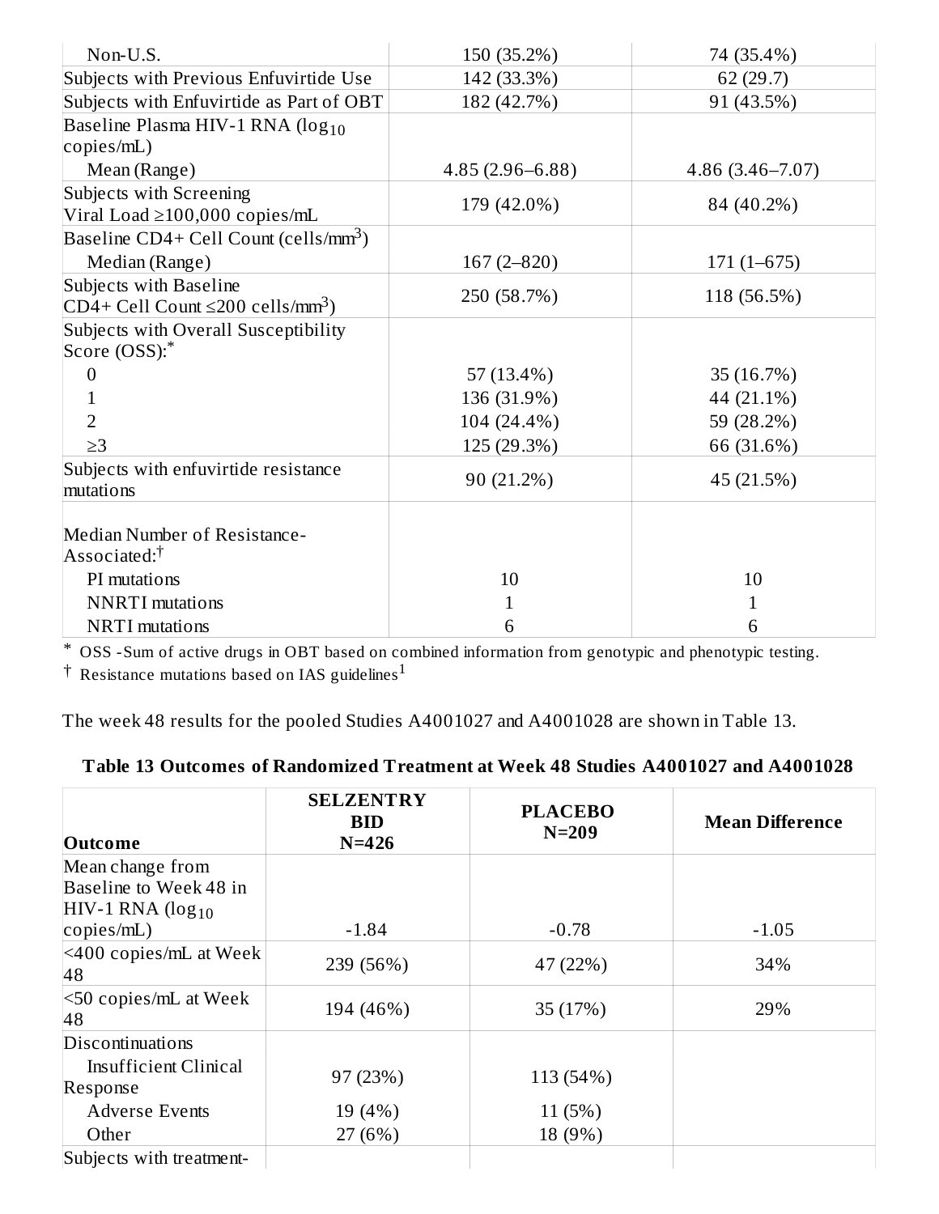| | | |
|---|---|---|
| Non-U.S. | 150 (35.2%) | 74 (35.4%) |
| Subjects with Previous Enfuvirtide Use | 142 (33.3%) | 62 (29.7) |
| Subjects with Enfuvirtide as Part of OBT | 182 (42.7%) | 91 (43.5%) |
| Baseline Plasma HIV-1 RNA ($\log_{10}$ copies/mL) | | |
| Mean (Range) | 4.85 (2.96–6.88) | 4.86 (3.46–7.07) |
| Subjects with Screening Viral Load ≥100,000 copies/mL | 179 (42.0%) | 84 (40.2%) |
| Baseline CD4+ Cell Count (cells/$mm^3$) | | |
| Median (Range) | 167 (2–820) | 171 (1–675) |
| Subjects with Baseline CD4+ Cell Count ≤200 cells/$mm^3$) | 250 (58.7%) | 118 (56.5%) |
| Subjects with Overall Susceptibility Score (OSS):* | | |
| 0 | 57 (13.4%) | 35 (16.7%) |
| 1 | 136 (31.9%) | 44 (21.1%) |
| 2 | 104 (24.4%) | 59 (28.2%) |
| ≥3 | 125 (29.3%) | 66 (31.6%) |
| Subjects with enfuvirtide resistance mutations | 90 (21.2%) | 45 (21.5%) |
| Median Number of Resistance-Associated:† | | |
| PI mutations | 10 | 10 |
| NNRTI mutations | 1 | 1 |
| NRTI mutations | 6 | 6 |

\* OSS -Sum of active drugs in OBT based on combined information from genotypic and phenotypic testing.

† Resistance mutations based on IAS guidelines[1]

The week 48 results for the pooled Studies A4001027 and A4001028 are shown in Table 13.

**Table 13 Outcomes of Randomized Treatment at Week 48 Studies A4001027 and A4001028**

| Outcome | SELZENTRY BID N=426 | PLACEBO N=209 | Mean Difference |
|---|---|---|---|
| Mean change from Baseline to Week 48 in HIV-1 RNA ($\log_{10}$ copies/mL) | -1.84 | -0.78 | -1.05 |
| <400 copies/mL at Week 48 | 239 (56%) | 47 (22%) | 34% |
| <50 copies/mL at Week 48 | 194 (46%) | 35 (17%) | 29% |
| Discontinuations | | | |
| Insufficient Clinical Response | 97 (23%) | 113 (54%) | |
| Adverse Events | 19 (4%) | 11 (5%) | |
| Other | 27 (6%) | 18 (9%) | |
| Subjects with treatment- | | | |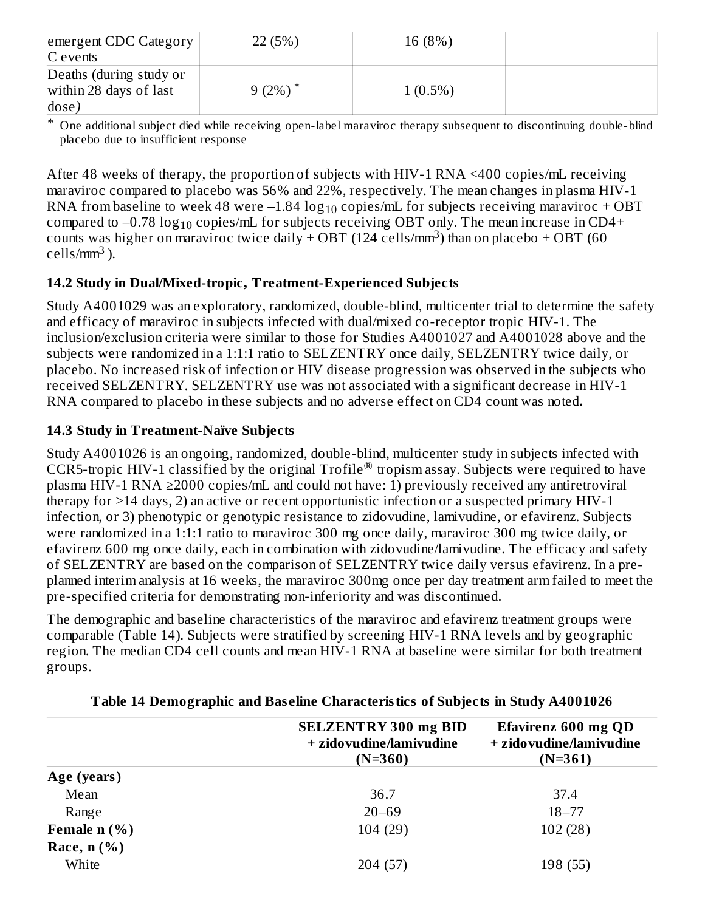| emergent CDC Category C events | 22 (5%) | 16 (8%) | |
|---|---|---|---|
| Deaths (during study or within 28 days of last dose) | 9 (2%) * | 1 (0.5%) | |

* One additional subject died while receiving open-label maraviroc therapy subsequent to discontinuing double-blind placebo due to insufficient response

After 48 weeks of therapy, the proportion of subjects with HIV-1 RNA <400 copies/mL receiving maraviroc compared to placebo was 56% and 22%, respectively. The mean changes in plasma HIV-1 RNA from baseline to week 48 were $-1.84 \log_{10}$ copies/mL for subjects receiving maraviroc + OBT compared to $-0.78 \log_{10}$ copies/mL for subjects receiving OBT only. The mean increase in CD4+ counts was higher on maraviroc twice daily + OBT (124 cells/$mm^3$) than on placebo + OBT (60 cells/$mm^3$ ).

### 14.2 Study in Dual/Mixed-tropic, Treatment-Experienced Subjects

Study A4001029 was an exploratory, randomized, double-blind, multicenter trial to determine the safety and efficacy of maraviroc in subjects infected with dual/mixed co-receptor tropic HIV-1. The inclusion/exclusion criteria were similar to those for Studies A4001027 and A4001028 above and the subjects were randomized in a 1:1:1 ratio to SELZENTRY once daily, SELZENTRY twice daily, or placebo. No increased risk of infection or HIV disease progression was observed in the subjects who received SELZENTRY. SELZENTRY use was not associated with a significant decrease in HIV-1 RNA compared to placebo in these subjects and no adverse effect on CD4 count was noted**.**

### 14.3 Study in Treatment-Naïve Subjects

Study A4001026 is an ongoing, randomized, double-blind, multicenter study in subjects infected with CCR5-tropic HIV-1 classified by the original Trofile® tropism assay. Subjects were required to have plasma HIV-1 RNA ≥2000 copies/mL and could not have: 1) previously received any antiretroviral therapy for >14 days, 2) an active or recent opportunistic infection or a suspected primary HIV-1 infection, or 3) phenotypic or genotypic resistance to zidovudine, lamivudine, or efavirenz. Subjects were randomized in a 1:1:1 ratio to maraviroc 300 mg once daily, maraviroc 300 mg twice daily, or efavirenz 600 mg once daily, each in combination with zidovudine/lamivudine. The efficacy and safety of SELZENTRY are based on the comparison of SELZENTRY twice daily versus efavirenz. In a pre-planned interim analysis at 16 weeks, the maraviroc 300mg once per day treatment arm failed to meet the pre-specified criteria for demonstrating non-inferiority and was discontinued.

The demographic and baseline characteristics of the maraviroc and efavirenz treatment groups were comparable (Table 14). Subjects were stratified by screening HIV-1 RNA levels and by geographic region. The median CD4 cell counts and mean HIV-1 RNA at baseline were similar for both treatment groups.

**Table 14 Demographic and Baseline Characteristics of Subjects in Study A4001026**

| | SELZENTRY 300 mg BID + zidovudine/lamivudine (N=360) | Efavirenz 600 mg QD + zidovudine/lamivudine (N=361) |
|---|---|---|
| **Age (years)** | | |
| Mean | 36.7 | 37.4 |
| Range | 20–69 | 18–77 |
| **Female n (%)** | 104 (29) | 102 (28) |
| **Race, n (%)** | | |
| White | 204 (57) | 198 (55) |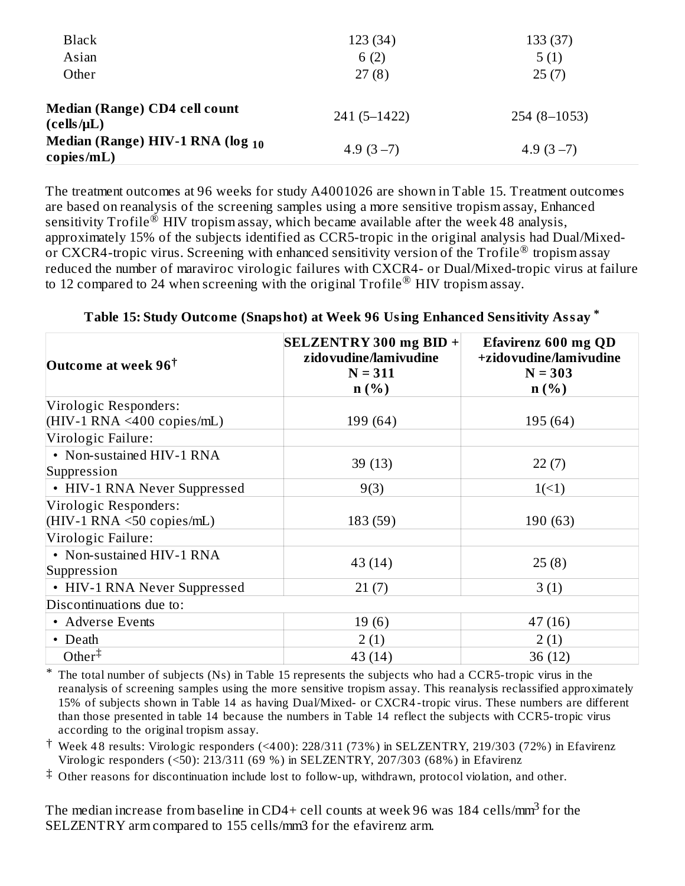| | | |
|---|---|---|
| Black | 123 (34) | 133 (37) |
| Asian | 6 (2) | 5 (1) |
| Other | 27 (8) | 25 (7) |
| **Median (Range) CD4 cell count (cells/μL)** | 241 (5–1422) | 254 (8–1053) |
| **Median (Range) HIV-1 RNA ($\log_{10}$ copies/mL)** | 4.9 (3 –7) | 4.9 (3 –7) |

The treatment outcomes at 96 weeks for study A4001026 are shown in Table 15. Treatment outcomes are based on reanalysis of the screening samples using a more sensitive tropism assay, Enhanced sensitivity Trofile® HIV tropism assay, which became available after the week 48 analysis, approximately 15% of the subjects identified as CCR5-tropic in the original analysis had Dual/Mixed- or CXCR4-tropic virus. Screening with enhanced sensitivity version of the Trofile® tropism assay reduced the number of maraviroc virologic failures with CXCR4- or Dual/Mixed-tropic virus at failure to 12 compared to 24 when screening with the original Trofile® HIV tropism assay.

**Table 15: Study Outcome (Snapshot) at Week 96 Using Enhanced Sensitivity Assay \***

| Outcome at week 96† | SELZENTRY 300 mg BID + zidovudine/lamivudine N = 311 n (%) | Efavirenz 600 mg QD +zidovudine/lamivudine N = 303 n (%) |
|---|---|---|
| Virologic Responders: (HIV-1 RNA <400 copies/mL) | 199 (64) | 195 (64) |
| Virologic Failure: | | |
| • Non-sustained HIV-1 RNA Suppression | 39 (13) | 22 (7) |
| • HIV-1 RNA Never Suppressed | 9(3) | 1(<1) |
| Virologic Responders: (HIV-1 RNA <50 copies/mL) | 183 (59) | 190 (63) |
| Virologic Failure: | | |
| • Non-sustained HIV-1 RNA Suppression | 43 (14) | 25 (8) |
| • HIV-1 RNA Never Suppressed | 21 (7) | 3 (1) |
| Discontinuations due to: | | |
| • Adverse Events | 19 (6) | 47 (16) |
| • Death | 2 (1) | 2 (1) |
| Other‡ | 43 (14) | 36 (12) |

\* The total number of subjects (Ns) in Table 15 represents the subjects who had a CCR5-tropic virus in the reanalysis of screening samples using the more sensitive tropism assay. This reanalysis reclassified approximately 15% of subjects shown in Table 14 as having Dual/Mixed- or CXCR4-tropic virus. These numbers are different than those presented in table 14 because the numbers in Table 14 reflect the subjects with CCR5-tropic virus according to the original tropism assay.

† Week 48 results: Virologic responders (<400): 228/311 (73%) in SELZENTRY, 219/303 (72%) in Efavirenz Virologic responders (<50): 213/311 (69 %) in SELZENTRY, 207/303 (68%) in Efavirenz

‡ Other reasons for discontinuation include lost to follow-up, withdrawn, protocol violation, and other.

The median increase from baseline in CD4+ cell counts at week 96 was 184 cells/mm$^3$ for the SELZENTRY arm compared to 155 cells/mm3 for the efavirenz arm.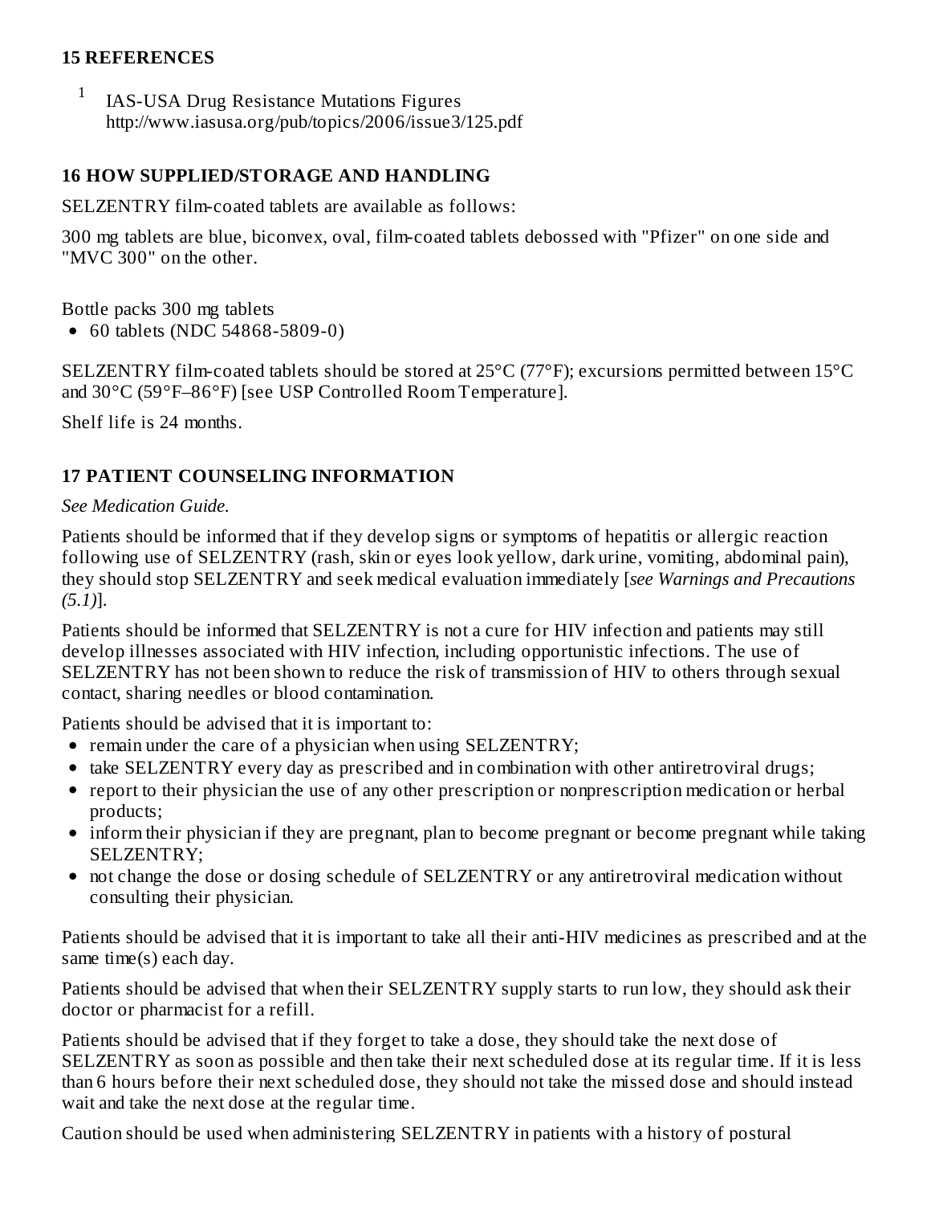## 15 REFERENCES

1. IAS-USA Drug Resistance Mutations Figures http://www.iasusa.org/pub/topics/2006/issue3/125.pdf

## 16 HOW SUPPLIED/STORAGE AND HANDLING

SELZENTRY film-coated tablets are available as follows:

300 mg tablets are blue, biconvex, oval, film-coated tablets debossed with "Pfizer" on one side and "MVC 300" on the other.

Bottle packs 300 mg tablets

- 60 tablets (NDC 54868-5809-0)

SELZENTRY film-coated tablets should be stored at 25°C (77°F); excursions permitted between 15°C and 30°C (59°F–86°F) [see USP Controlled Room Temperature].

Shelf life is 24 months.

## 17 PATIENT COUNSELING INFORMATION

*See Medication Guide.*

Patients should be informed that if they develop signs or symptoms of hepatitis or allergic reaction following use of SELZENTRY (rash, skin or eyes look yellow, dark urine, vomiting, abdominal pain), they should stop SELZENTRY and seek medical evaluation immediately [*see Warnings and Precautions (5.1)*].

Patients should be informed that SELZENTRY is not a cure for HIV infection and patients may still develop illnesses associated with HIV infection, including opportunistic infections. The use of SELZENTRY has not been shown to reduce the risk of transmission of HIV to others through sexual contact, sharing needles or blood contamination.

Patients should be advised that it is important to:

- remain under the care of a physician when using SELZENTRY;
- take SELZENTRY every day as prescribed and in combination with other antiretroviral drugs;
- report to their physician the use of any other prescription or nonprescription medication or herbal products;
- inform their physician if they are pregnant, plan to become pregnant or become pregnant while taking SELZENTRY;
- not change the dose or dosing schedule of SELZENTRY or any antiretroviral medication without consulting their physician.

Patients should be advised that it is important to take all their anti-HIV medicines as prescribed and at the same time(s) each day.

Patients should be advised that when their SELZENTRY supply starts to run low, they should ask their doctor or pharmacist for a refill.

Patients should be advised that if they forget to take a dose, they should take the next dose of SELZENTRY as soon as possible and then take their next scheduled dose at its regular time. If it is less than 6 hours before their next scheduled dose, they should not take the missed dose and should instead wait and take the next dose at the regular time.

Caution should be used when administering SELZENTRY in patients with a history of postural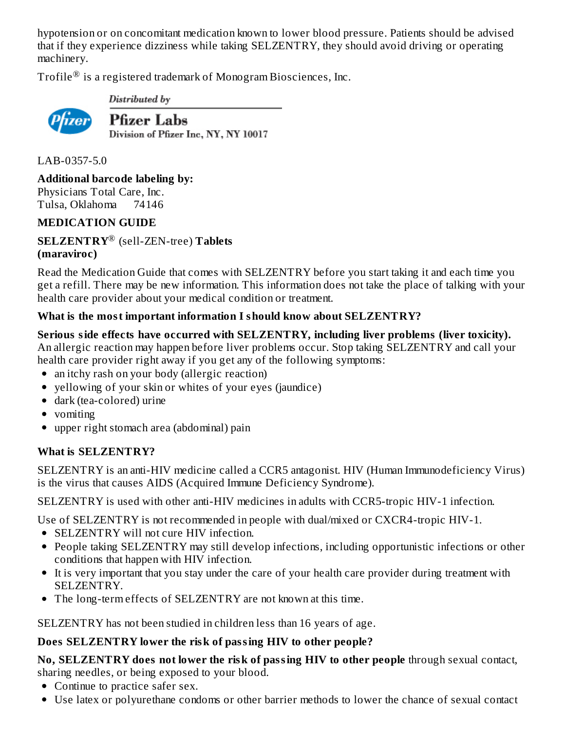hypotension or on concomitant medication known to lower blood pressure. Patients should be advised that if they experience dizziness while taking SELZENTRY, they should avoid driving or operating machinery.

Trofile® is a registered trademark of Monogram Biosciences, Inc.

Distributed by

**Pfizer Labs**
Division of Pfizer Inc, NY, NY 10017

LAB-0357-5.0

**Additional barcode labeling by:**
Physicians Total Care, Inc.
Tulsa, Oklahoma 74146

**MEDICATION GUIDE**

**SELZENTRY®** (sell-ZEN-tree) **Tablets**
**(maraviroc)**

Read the Medication Guide that comes with SELZENTRY before you start taking it and each time you get a refill. There may be new information. This information does not take the place of talking with your health care provider about your medical condition or treatment.

**What is the most important information I should know about SELZENTRY?**

**Serious side effects have occurred with SELZENTRY, including liver problems (liver toxicity).** An allergic reaction may happen before liver problems occur. Stop taking SELZENTRY and call your health care provider right away if you get any of the following symptoms:

- an itchy rash on your body (allergic reaction)
- yellowing of your skin or whites of your eyes (jaundice)
- dark (tea-colored) urine
- vomiting
- upper right stomach area (abdominal) pain

**What is SELZENTRY?**

SELZENTRY is an anti-HIV medicine called a CCR5 antagonist. HIV (Human Immunodeficiency Virus) is the virus that causes AIDS (Acquired Immune Deficiency Syndrome).

SELZENTRY is used with other anti-HIV medicines in adults with CCR5-tropic HIV-1 infection.

Use of SELZENTRY is not recommended in people with dual/mixed or CXCR4-tropic HIV-1.

- SELZENTRY will not cure HIV infection.
- People taking SELZENTRY may still develop infections, including opportunistic infections or other conditions that happen with HIV infection.
- It is very important that you stay under the care of your health care provider during treatment with SELZENTRY.
- The long-term effects of SELZENTRY are not known at this time.

SELZENTRY has not been studied in children less than 16 years of age.

**Does SELZENTRY lower the risk of passing HIV to other people?**

**No, SELZENTRY does not lower the risk of passing HIV to other people** through sexual contact, sharing needles, or being exposed to your blood.

- Continue to practice safer sex.
- Use latex or polyurethane condoms or other barrier methods to lower the chance of sexual contact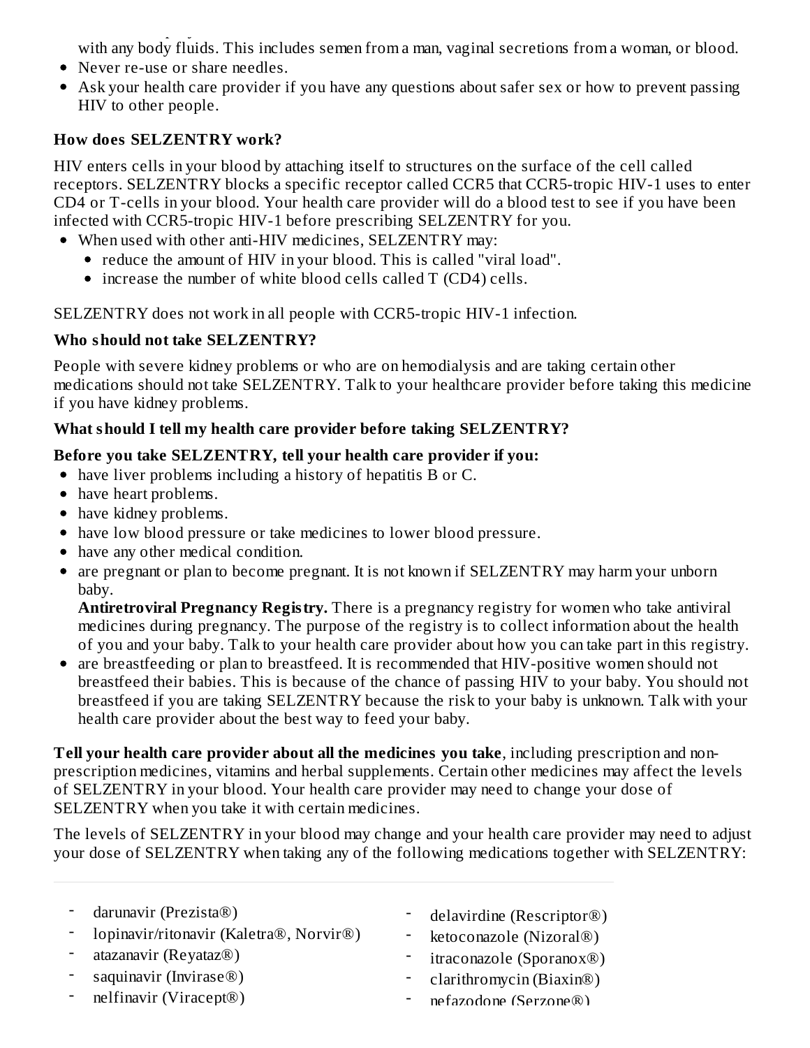with any body fluids. This includes semen from a man, vaginal secretions from a woman, or blood.

- Never re-use or share needles.
- Ask your health care provider if you have any questions about safer sex or how to prevent passing HIV to other people.

**How does SELZENTRY work?**

HIV enters cells in your blood by attaching itself to structures on the surface of the cell called receptors. SELZENTRY blocks a specific receptor called CCR5 that CCR5-tropic HIV-1 uses to enter CD4 or T-cells in your blood. Your health care provider will do a blood test to see if you have been infected with CCR5-tropic HIV-1 before prescribing SELZENTRY for you.

- When used with other anti-HIV medicines, SELZENTRY may:
  - reduce the amount of HIV in your blood. This is called "viral load".
  - increase the number of white blood cells called T (CD4) cells.

SELZENTRY does not work in all people with CCR5-tropic HIV-1 infection.

**Who should not take SELZENTRY?**

People with severe kidney problems or who are on hemodialysis and are taking certain other medications should not take SELZENTRY. Talk to your healthcare provider before taking this medicine if you have kidney problems.

**What should I tell my health care provider before taking SELZENTRY?**

**Before you take SELZENTRY, tell your health care provider if you:**

- have liver problems including a history of hepatitis B or C.
- have heart problems.
- have kidney problems.
- have low blood pressure or take medicines to lower blood pressure.
- have any other medical condition.
- are pregnant or plan to become pregnant. It is not known if SELZENTRY may harm your unborn baby.
  **Antiretroviral Pregnancy Registry.** There is a pregnancy registry for women who take antiviral medicines during pregnancy. The purpose of the registry is to collect information about the health of you and your baby. Talk to your health care provider about how you can take part in this registry.
- are breastfeeding or plan to breastfeed. It is recommended that HIV-positive women should not breastfeed their babies. This is because of the chance of passing HIV to your baby. You should not breastfeed if you are taking SELZENTRY because the risk to your baby is unknown. Talk with your health care provider about the best way to feed your baby.

**Tell your health care provider about all the medicines you take**, including prescription and non-prescription medicines, vitamins and herbal supplements. Certain other medicines may affect the levels of SELZENTRY in your blood. Your health care provider may need to change your dose of SELZENTRY when you take it with certain medicines.

The levels of SELZENTRY in your blood may change and your health care provider may need to adjust your dose of SELZENTRY when taking any of the following medications together with SELZENTRY:

- darunavir (Prezista®)
- lopinavir/ritonavir (Kaletra®, Norvir®)
- atazanavir (Reyataz®)
- saquinavir (Invirase®)
- nelfinavir (Viracept®)
- delavirdine (Rescriptor®)
- ketoconazole (Nizoral®)
- itraconazole (Sporanox®)
- clarithromycin (Biaxin®)
- nefazodone (Serzone®)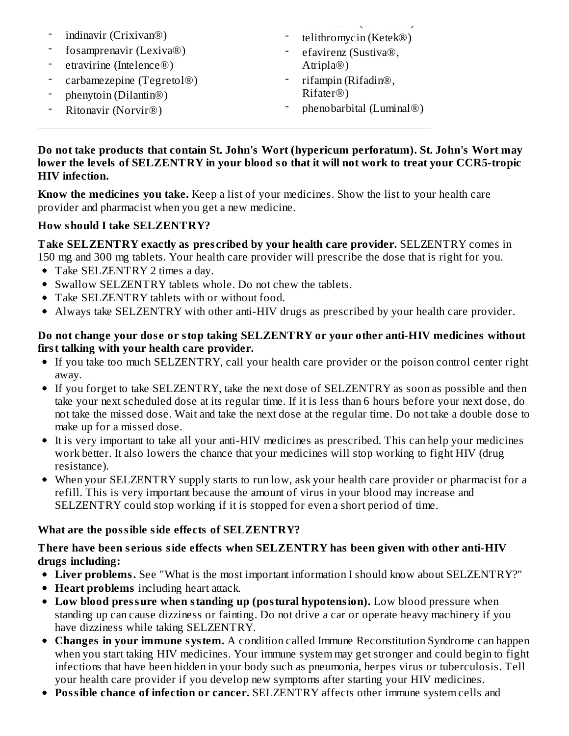- indinavir (Crixivan®)
- fosamprenavir (Lexiva®)
- etravirine (Intelence®)
- carbamezepine (Tegretol®)
- phenytoin (Dilantin®)
- Ritonavir (Norvir®)
- telithromycin (Ketek®)
- efavirenz (Sustiva®, Atripla®)
- rifampin (Rifadin®, Rifater®)
- phenobarbital (Luminal®)

**Do not take products that contain St. John's Wort (hypericum perforatum). St. John's Wort may lower the levels of SELZENTRY in your blood so that it will not work to treat your CCR5-tropic HIV infection.**

**Know the medicines you take.** Keep a list of your medicines. Show the list to your health care provider and pharmacist when you get a new medicine.

**How should I take SELZENTRY?**

**Take SELZENTRY exactly as prescribed by your health care provider.** SELZENTRY comes in 150 mg and 300 mg tablets. Your health care provider will prescribe the dose that is right for you.

- Take SELZENTRY 2 times a day.
- Swallow SELZENTRY tablets whole. Do not chew the tablets.
- Take SELZENTRY tablets with or without food.
- Always take SELZENTRY with other anti-HIV drugs as prescribed by your health care provider.

**Do not change your dose or stop taking SELZENTRY or your other anti-HIV medicines without first talking with your health care provider.**

- If you take too much SELZENTRY, call your health care provider or the poison control center right away.
- If you forget to take SELZENTRY, take the next dose of SELZENTRY as soon as possible and then take your next scheduled dose at its regular time. If it is less than 6 hours before your next dose, do not take the missed dose. Wait and take the next dose at the regular time. Do not take a double dose to make up for a missed dose.
- It is very important to take all your anti-HIV medicines as prescribed. This can help your medicines work better. It also lowers the chance that your medicines will stop working to fight HIV (drug resistance).
- When your SELZENTRY supply starts to run low, ask your health care provider or pharmacist for a refill. This is very important because the amount of virus in your blood may increase and SELZENTRY could stop working if it is stopped for even a short period of time.

**What are the possible side effects of SELZENTRY?**

**There have been serious side effects when SELZENTRY has been given with other anti-HIV drugs including:**

- **Liver problems.** See "What is the most important information I should know about SELZENTRY?"
- **Heart problems** including heart attack.
- **Low blood pressure when standing up (postural hypotension).** Low blood pressure when standing up can cause dizziness or fainting. Do not drive a car or operate heavy machinery if you have dizziness while taking SELZENTRY.
- **Changes in your immune system.** A condition called Immune Reconstitution Syndrome can happen when you start taking HIV medicines. Your immune system may get stronger and could begin to fight infections that have been hidden in your body such as pneumonia, herpes virus or tuberculosis. Tell your health care provider if you develop new symptoms after starting your HIV medicines.
- **Possible chance of infection or cancer.** SELZENTRY affects other immune system cells and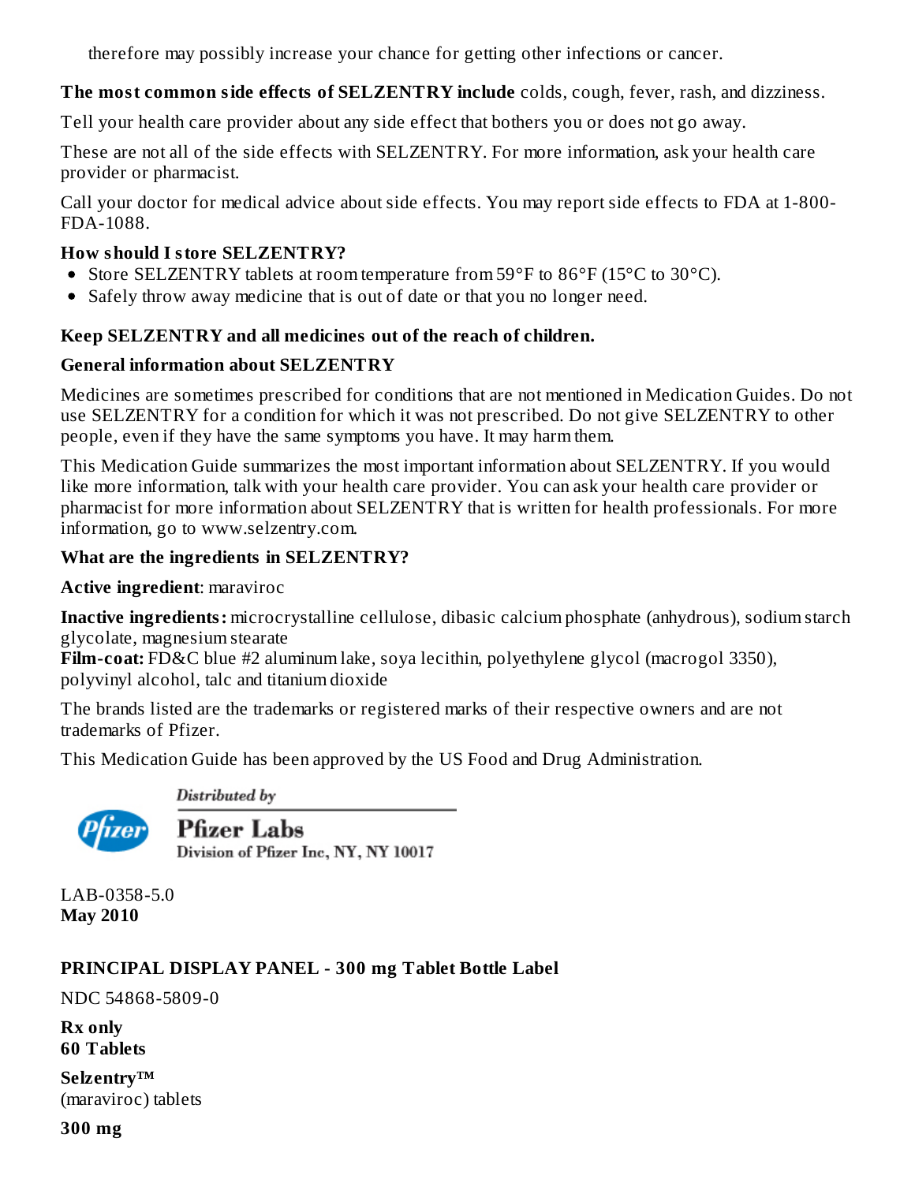therefore may possibly increase your chance for getting other infections or cancer.

**The most common side effects of SELZENTRY include** colds, cough, fever, rash, and dizziness.

Tell your health care provider about any side effect that bothers you or does not go away.

These are not all of the side effects with SELZENTRY. For more information, ask your health care provider or pharmacist.

Call your doctor for medical advice about side effects. You may report side effects to FDA at 1-800-FDA-1088.

**How should I store SELZENTRY?**

- Store SELZENTRY tablets at room temperature from 59°F to 86°F (15°C to 30°C).
- Safely throw away medicine that is out of date or that you no longer need.

**Keep SELZENTRY and all medicines out of the reach of children.**

**General information about SELZENTRY**

Medicines are sometimes prescribed for conditions that are not mentioned in Medication Guides. Do not use SELZENTRY for a condition for which it was not prescribed. Do not give SELZENTRY to other people, even if they have the same symptoms you have. It may harm them.

This Medication Guide summarizes the most important information about SELZENTRY. If you would like more information, talk with your health care provider. You can ask your health care provider or pharmacist for more information about SELZENTRY that is written for health professionals. For more information, go to www.selzentry.com.

**What are the ingredients in SELZENTRY?**

**Active ingredient**: maraviroc

**Inactive ingredients:** microcrystalline cellulose, dibasic calcium phosphate (anhydrous), sodium starch glycolate, magnesium stearate
**Film-coat:** FD&C blue #2 aluminum lake, soya lecithin, polyethylene glycol (macrogol 3350), polyvinyl alcohol, talc and titanium dioxide

The brands listed are the trademarks or registered marks of their respective owners and are not trademarks of Pfizer.

This Medication Guide has been approved by the US Food and Drug Administration.

Distributed by
**Pfizer Labs**
Division of Pfizer Inc, NY, NY 10017

LAB-0358-5.0
**May 2010**

**PRINCIPAL DISPLAY PANEL - 300 mg Tablet Bottle Label**

NDC 54868-5809-0

**Rx only**
**60 Tablets**

**Selzentry™**
(maraviroc) tablets

**300 mg**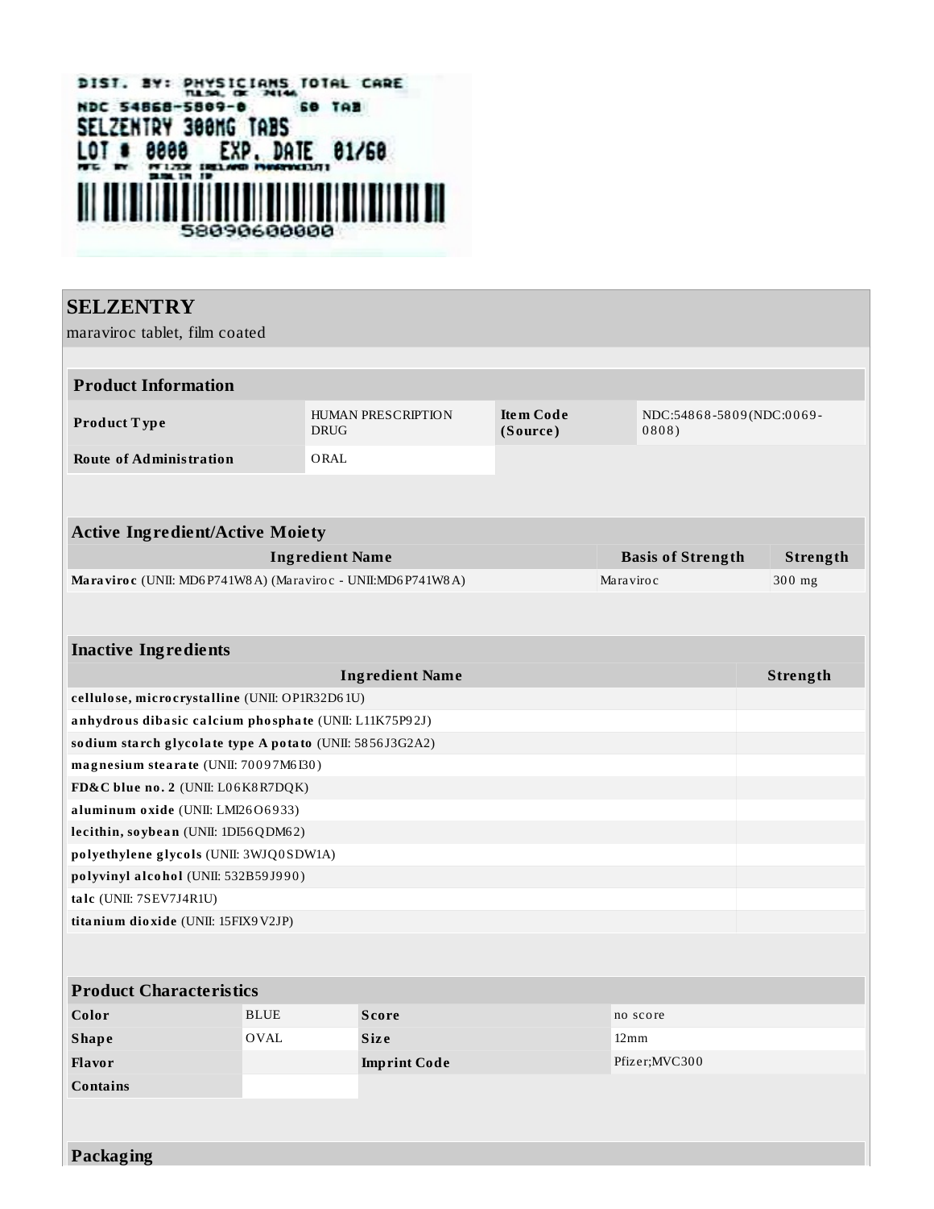DIST. BY: PHYSICIANS TOTAL CARE
TULSA, OK 74146
NDC 54868-5809-0 60 TAB
SELZENTRY 300MG TABS
LOT # 0000 EXP. DATE 01/60
MFG. BY: PFIZER IRELAND PHARMACEUTI
DUBLIN IR
58090600000

## SELZENTRY

maraviroc tablet, film coated

| **Product Information** | | | |
|---|---|---|---|
| **Product Type** | HUMAN PRESCRIPTION DRUG | **Item Code (Source)** | NDC:54868-5809(NDC:0069-0808) |
| **Route of Administration** | ORAL | | |

| **Active Ingredient/Active Moiety** | | |
|---|---|---|
| **Ingredient Name** | **Basis of Strength** | **Strength** |
| **Maraviroc** (UNII: MD6P741W8A) (Maraviroc - UNII:MD6P741W8A) | Maraviroc | 300 mg |

| **Inactive Ingredients** | |
|---|---|
| **Ingredient Name** | **Strength** |
| **cellulose, microcrystalline** (UNII: OP1R32D61U) | |
| **anhydrous dibasic calcium phosphate** (UNII: L11K75P92J) | |
| **sodium starch glycolate type A potato** (UNII: 5856J3G2A2) | |
| **magnesium stearate** (UNII: 70097M6I30) | |
| **FD&C blue no. 2** (UNII: L06K8R7DQK) | |
| **aluminum oxide** (UNII: LMI26O6933) | |
| **lecithin, soybean** (UNII: 1DI56QDM62) | |
| **polyethylene glycols** (UNII: 3WJQ0SDW1A) | |
| **polyvinyl alcohol** (UNII: 532B59J990) | |
| **talc** (UNII: 7SEV7J4R1U) | |
| **titanium dioxide** (UNII: 15FIX9V2JP) | |

| **Product Characteristics** | | | |
|---|---|---|---|
| **Color** | BLUE | **Score** | no score |
| **Shape** | OVAL | **Size** | 12mm |
| **Flavor** | | **Imprint Code** | Pfizer;MVC300 |
| **Contains** | | | |

**Packaging**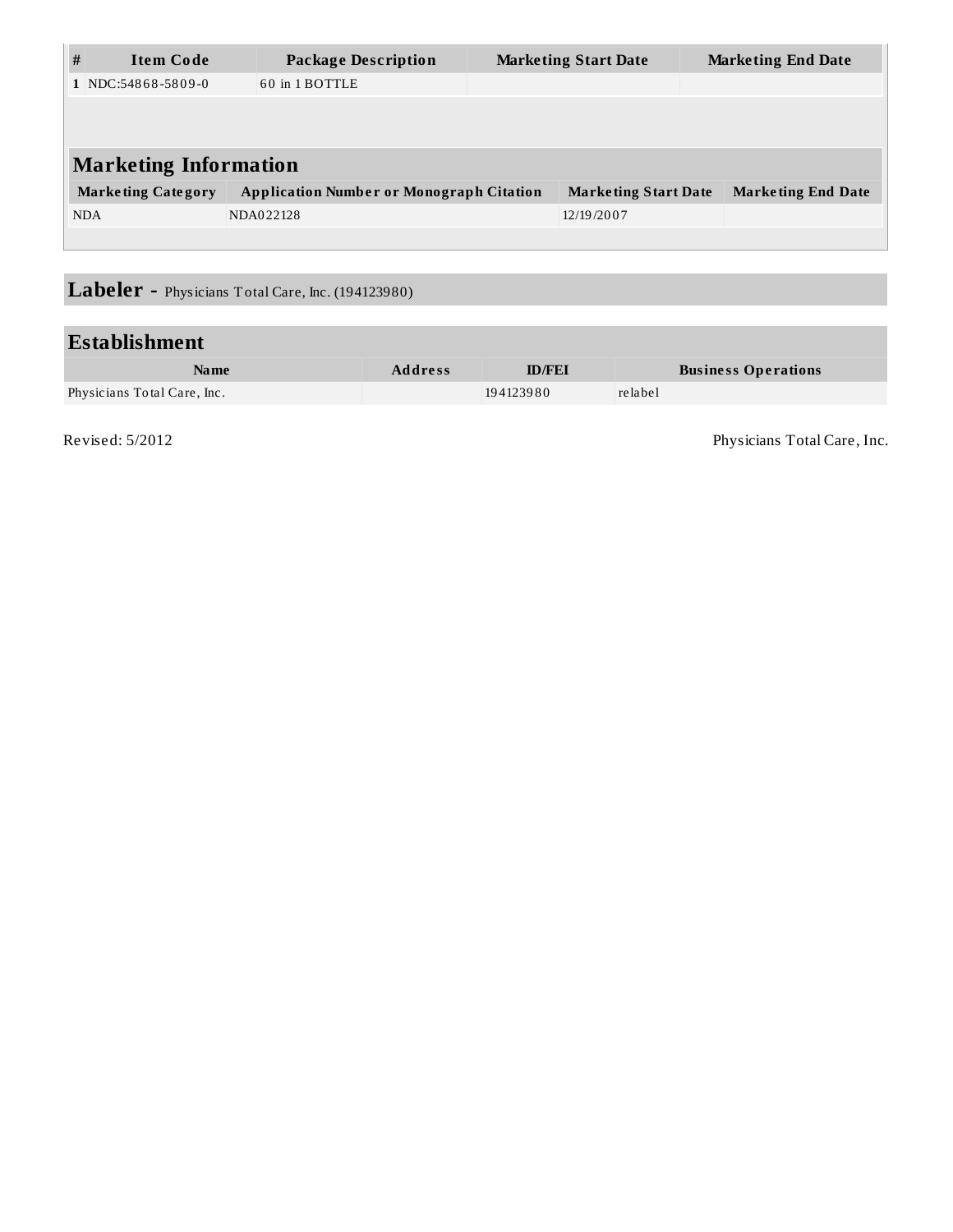| # | Item Code | Package Description | Marketing Start Date | Marketing End Date |
| --- | --- | --- | --- | --- |
| 1 | NDC:54868-5809-0 | 60 in 1 BOTTLE | | |

## Marketing Information

| Marketing Category | Application Number or Monograph Citation | Marketing Start Date | Marketing End Date |
| --- | --- | --- | --- |
| NDA | NDA022128 | 12/19/2007 | |

## Labeler - Physicians Total Care, Inc. (194123980)

## Establishment

| Name | Address | ID/FEI | Business Operations |
| --- | --- | --- | --- |
| Physicians Total Care, Inc. | | 194123980 | relabel |

Revised: 5/2012

Physicians Total Care, Inc.